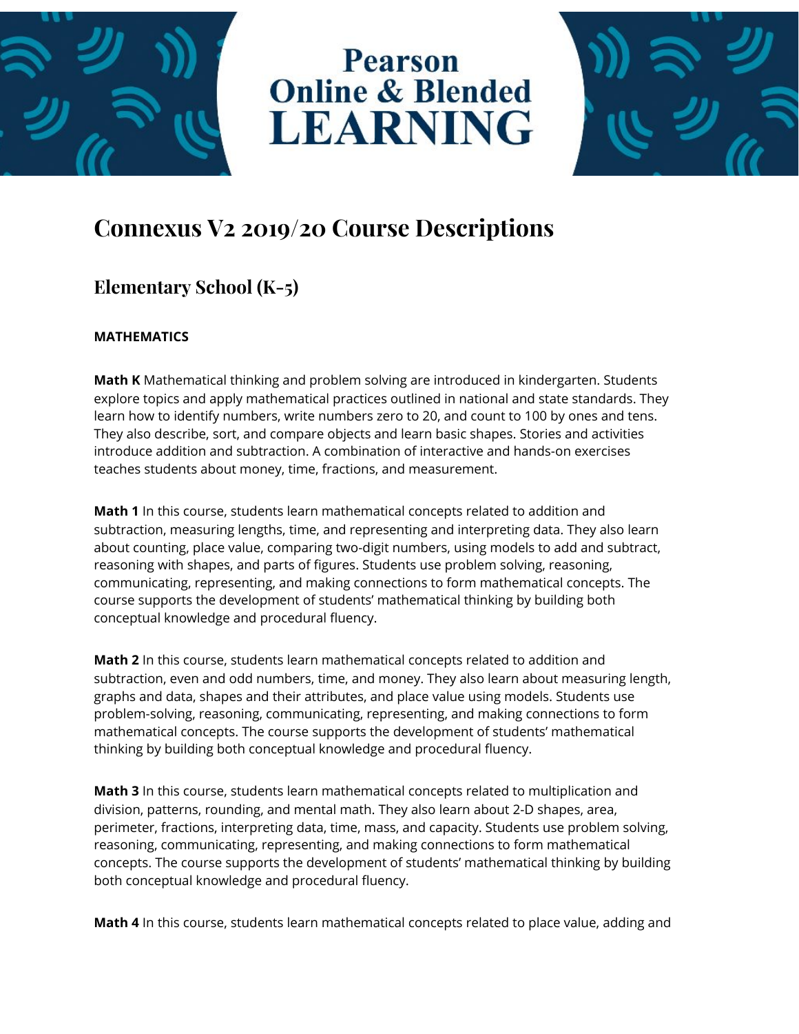# Pearson Online & Blended LEARNING

# Connexus V2 2019/20 Course Descriptions

## Elementary School (K-5)

### MATHEMATICS

**Math K** Mathematical thinking and problem solving are introduced in kindergarten. Students explore topics and apply mathematical practices outlined in national and state standards. They learn how to identify numbers, write numbers zero to 20, and count to 100 by ones and tens. They also describe, sort, and compare objects and learn basic shapes. Stories and activities introduce addition and subtraction. A combination of interactive and hands-on exercises teaches students about money, time, fractions, and measurement.

**Math 1** In this course, students learn mathematical concepts related to addition and subtraction, measuring lengths, time, and representing and interpreting data. They also learn about counting, place value, comparing two-digit numbers, using models to add and subtract, reasoning with shapes, and parts of figures. Students use problem solving, reasoning, communicating, representing, and making connections to form mathematical concepts. The course supports the development of students' mathematical thinking by building both conceptual knowledge and procedural fluency.

**Math 2** In this course, students learn mathematical concepts related to addition and subtraction, even and odd numbers, time, and money. They also learn about measuring length, graphs and data, shapes and their attributes, and place value using models. Students use problem-solving, reasoning, communicating, representing, and making connections to form mathematical concepts. The course supports the development of students' mathematical thinking by building both conceptual knowledge and procedural fluency.

**Math 3** In this course, students learn mathematical concepts related to multiplication and division, patterns, rounding, and mental math. They also learn about 2-D shapes, area, perimeter, fractions, interpreting data, time, mass, and capacity. Students use problem solving, reasoning, communicating, representing, and making connections to form mathematical concepts. The course supports the development of students' mathematical thinking by building both conceptual knowledge and procedural fluency.

**Math 4** In this course, students learn mathematical concepts related to place value, adding and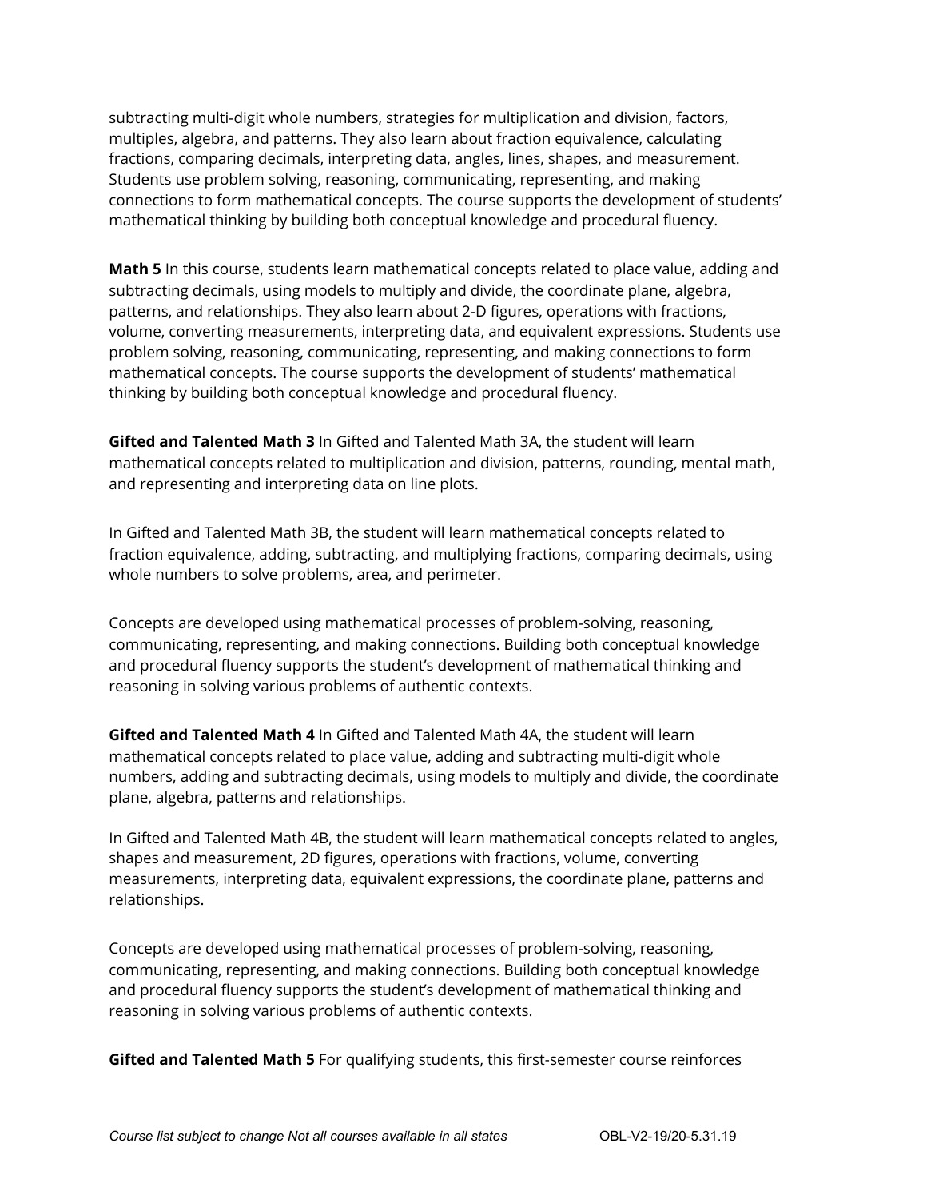subtracting multi-digit whole numbers, strategies for multiplication and division, factors, multiples, algebra, and patterns. They also learn about fraction equivalence, calculating fractions, comparing decimals, interpreting data, angles, lines, shapes, and measurement. Students use problem solving, reasoning, communicating, representing, and making connections to form mathematical concepts. The course supports the development of students' mathematical thinking by building both conceptual knowledge and procedural fluency.

**Math 5** In this course, students learn mathematical concepts related to place value, adding and subtracting decimals, using models to multiply and divide, the coordinate plane, algebra, patterns, and relationships. They also learn about 2-D figures, operations with fractions, volume, converting measurements, interpreting data, and equivalent expressions. Students use problem solving, reasoning, communicating, representing, and making connections to form mathematical concepts. The course supports the development of students' mathematical thinking by building both conceptual knowledge and procedural fluency.

**Gifted and Talented Math 3** In Gifted and Talented Math 3A, the student will learn mathematical concepts related to multiplication and division, patterns, rounding, mental math, and representing and interpreting data on line plots.

In Gifted and Talented Math 3B, the student will learn mathematical concepts related to fraction equivalence, adding, subtracting, and multiplying fractions, comparing decimals, using whole numbers to solve problems, area, and perimeter.

Concepts are developed using mathematical processes of problem-solving, reasoning, communicating, representing, and making connections. Building both conceptual knowledge and procedural fluency supports the student's development of mathematical thinking and reasoning in solving various problems of authentic contexts.

**Gifted and Talented Math 4** In Gifted and Talented Math 4A, the student will learn mathematical concepts related to place value, adding and subtracting multi-digit whole numbers, adding and subtracting decimals, using models to multiply and divide, the coordinate plane, algebra, patterns and relationships.

In Gifted and Talented Math 4B, the student will learn mathematical concepts related to angles, shapes and measurement, 2D figures, operations with fractions, volume, converting measurements, interpreting data, equivalent expressions, the coordinate plane, patterns and relationships.

Concepts are developed using mathematical processes of problem-solving, reasoning, communicating, representing, and making connections. Building both conceptual knowledge and procedural fluency supports the student's development of mathematical thinking and reasoning in solving various problems of authentic contexts.

**Gifted and Talented Math 5** For qualifying students, this first-semester course reinforces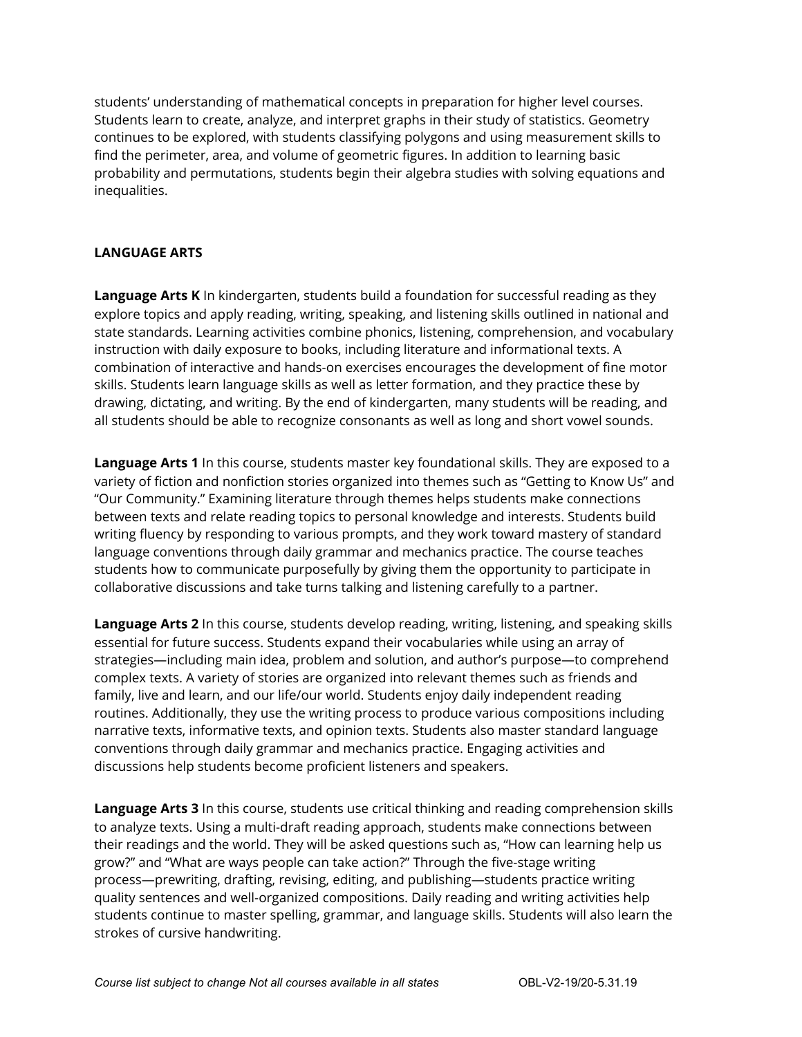students' understanding of mathematical concepts in preparation for higher level courses. Students learn to create, analyze, and interpret graphs in their study of statistics. Geometry continues to be explored, with students classifying polygons and using measurement skills to find the perimeter, area, and volume of geometric figures. In addition to learning basic probability and permutations, students begin their algebra studies with solving equations and inequalities.

## LANGUAGE ARTS

**Language Arts K** In kindergarten, students build a foundation for successful reading as they explore topics and apply reading, writing, speaking, and listening skills outlined in national and state standards. Learning activities combine phonics, listening, comprehension, and vocabulary instruction with daily exposure to books, including literature and informational texts. A combination of interactive and hands-on exercises encourages the development of fine motor skills. Students learn language skills as well as letter formation, and they practice these by drawing, dictating, and writing. By the end of kindergarten, many students will be reading, and all students should be able to recognize consonants as well as long and short vowel sounds.

**Language Arts 1** In this course, students master key foundational skills. They are exposed to a variety of fiction and nonfiction stories organized into themes such as "Getting to Know Us" and "Our Community." Examining literature through themes helps students make connections between texts and relate reading topics to personal knowledge and interests. Students build writing fluency by responding to various prompts, and they work toward mastery of standard language conventions through daily grammar and mechanics practice. The course teaches students how to communicate purposefully by giving them the opportunity to participate in collaborative discussions and take turns talking and listening carefully to a partner.

**Language Arts 2** In this course, students develop reading, writing, listening, and speaking skills essential for future success. Students expand their vocabularies while using an array of strategies—including main idea, problem and solution, and author's purpose—to comprehend complex texts. A variety of stories are organized into relevant themes such as friends and family, live and learn, and our life/our world. Students enjoy daily independent reading routines. Additionally, they use the writing process to produce various compositions including narrative texts, informative texts, and opinion texts. Students also master standard language conventions through daily grammar and mechanics practice. Engaging activities and discussions help students become proficient listeners and speakers.

**Language Arts 3** In this course, students use critical thinking and reading comprehension skills to analyze texts. Using a multi-draft reading approach, students make connections between their readings and the world. They will be asked questions such as, "How can learning help us grow?" and "What are ways people can take action?" Through the five-stage writing process—prewriting, drafting, revising, editing, and publishing—students practice writing quality sentences and well-organized compositions. Daily reading and writing activities help students continue to master spelling, grammar, and language skills. Students will also learn the strokes of cursive handwriting.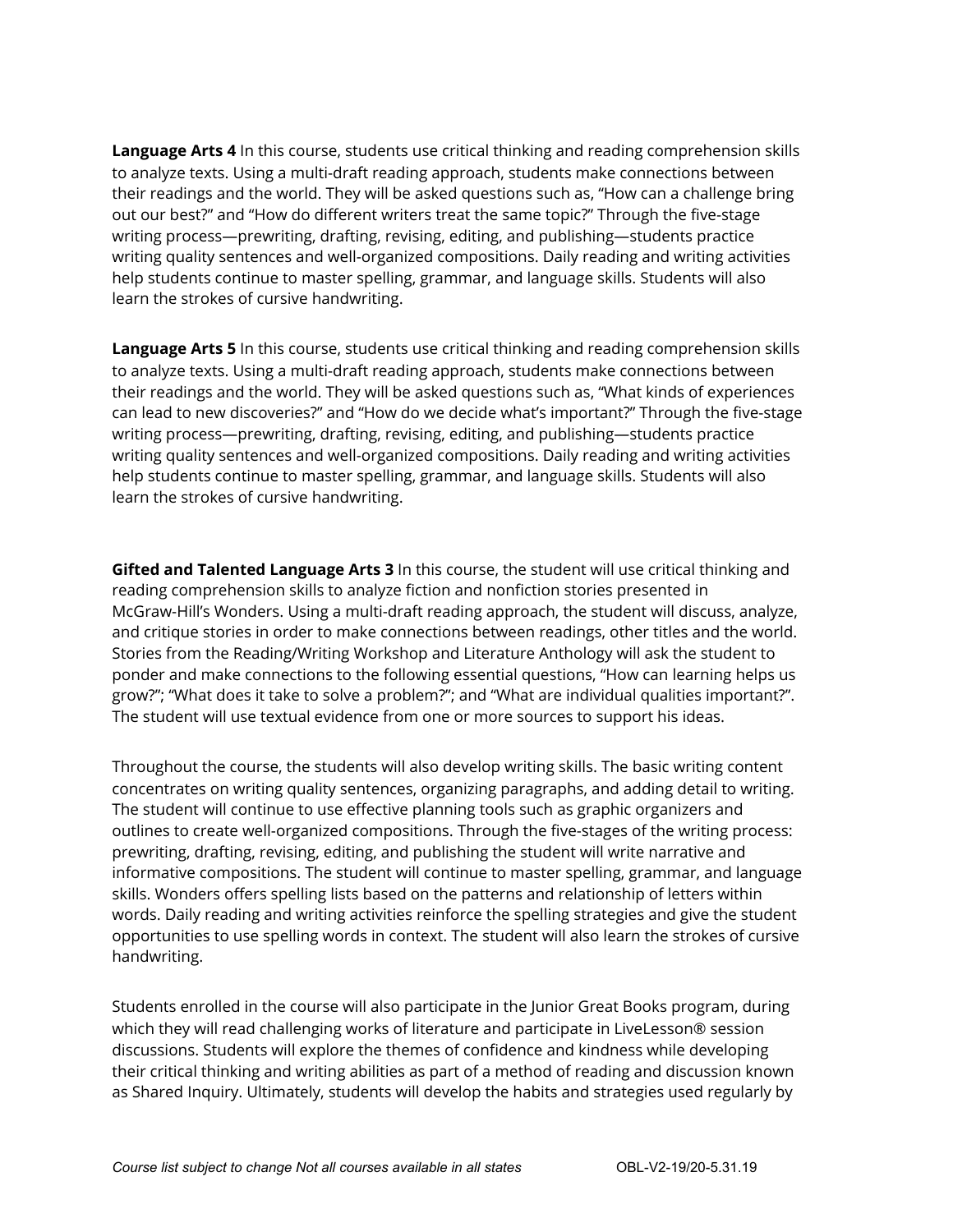**Language Arts 4** In this course, students use critical thinking and reading comprehension skills to analyze texts. Using a multi-draft reading approach, students make connections between their readings and the world. They will be asked questions such as, "How can a challenge bring out our best?" and "How do different writers treat the same topic?" Through the five-stage writing process—prewriting, drafting, revising, editing, and publishing—students practice writing quality sentences and well-organized compositions. Daily reading and writing activities help students continue to master spelling, grammar, and language skills. Students will also learn the strokes of cursive handwriting.

**Language Arts 5** In this course, students use critical thinking and reading comprehension skills to analyze texts. Using a multi-draft reading approach, students make connections between their readings and the world. They will be asked questions such as, "What kinds of experiences can lead to new discoveries?" and "How do we decide what's important?" Through the five-stage writing process—prewriting, drafting, revising, editing, and publishing—students practice writing quality sentences and well-organized compositions. Daily reading and writing activities help students continue to master spelling, grammar, and language skills. Students will also learn the strokes of cursive handwriting.

**Gifted and Talented Language Arts 3** In this course, the student will use critical thinking and reading comprehension skills to analyze fiction and nonfiction stories presented in McGraw-Hill's Wonders. Using a multi-draft reading approach, the student will discuss, analyze, and critique stories in order to make connections between readings, other titles and the world. Stories from the Reading/Writing Workshop and Literature Anthology will ask the student to ponder and make connections to the following essential questions, "How can learning helps us grow?"; "What does it take to solve a problem?"; and "What are individual qualities important?". The student will use textual evidence from one or more sources to support his ideas.

Throughout the course, the students will also develop writing skills. The basic writing content concentrates on writing quality sentences, organizing paragraphs, and adding detail to writing. The student will continue to use effective planning tools such as graphic organizers and outlines to create well-organized compositions. Through the five-stages of the writing process: prewriting, drafting, revising, editing, and publishing the student will write narrative and informative compositions. The student will continue to master spelling, grammar, and language skills. Wonders offers spelling lists based on the patterns and relationship of letters within words. Daily reading and writing activities reinforce the spelling strategies and give the student opportunities to use spelling words in context. The student will also learn the strokes of cursive handwriting.

Students enrolled in the course will also participate in the Junior Great Books program, during which they will read challenging works of literature and participate in LiveLesson® session discussions. Students will explore the themes of confidence and kindness while developing their critical thinking and writing abilities as part of a method of reading and discussion known as Shared Inquiry. Ultimately, students will develop the habits and strategies used regularly by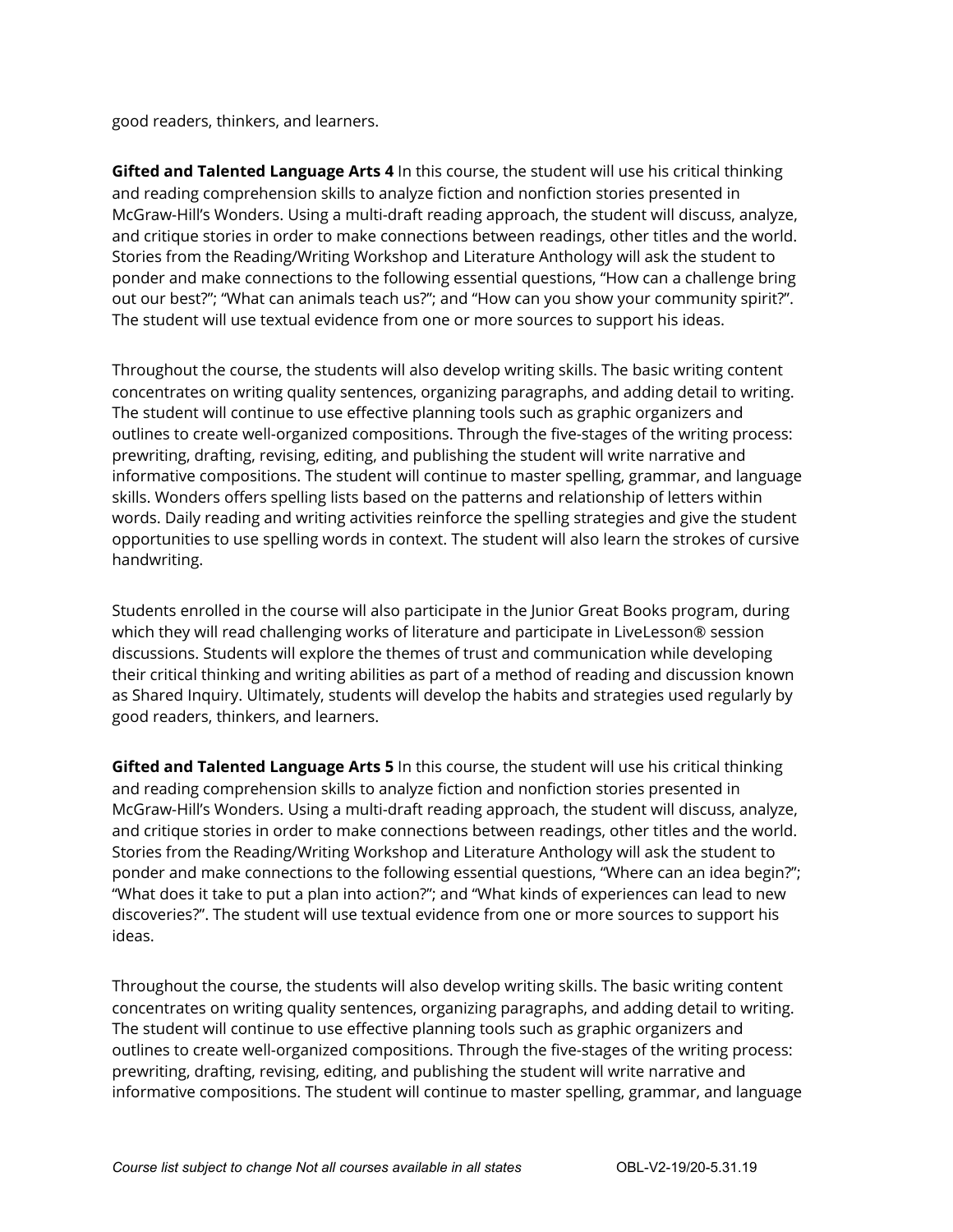good readers, thinkers, and learners.

**Gifted and Talented Language Arts 4** In this course, the student will use his critical thinking and reading comprehension skills to analyze fiction and nonfiction stories presented in McGraw-Hill's Wonders. Using a multi-draft reading approach, the student will discuss, analyze, and critique stories in order to make connections between readings, other titles and the world. Stories from the Reading/Writing Workshop and Literature Anthology will ask the student to ponder and make connections to the following essential questions, "How can a challenge bring out our best?"; "What can animals teach us?"; and "How can you show your community spirit?". The student will use textual evidence from one or more sources to support his ideas.

Throughout the course, the students will also develop writing skills. The basic writing content concentrates on writing quality sentences, organizing paragraphs, and adding detail to writing. The student will continue to use effective planning tools such as graphic organizers and outlines to create well-organized compositions. Through the five-stages of the writing process: prewriting, drafting, revising, editing, and publishing the student will write narrative and informative compositions. The student will continue to master spelling, grammar, and language skills. Wonders offers spelling lists based on the patterns and relationship of letters within words. Daily reading and writing activities reinforce the spelling strategies and give the student opportunities to use spelling words in context. The student will also learn the strokes of cursive handwriting.

Students enrolled in the course will also participate in the Junior Great Books program, during which they will read challenging works of literature and participate in LiveLesson® session discussions. Students will explore the themes of trust and communication while developing their critical thinking and writing abilities as part of a method of reading and discussion known as Shared Inquiry. Ultimately, students will develop the habits and strategies used regularly by good readers, thinkers, and learners.

**Gifted and Talented Language Arts 5** In this course, the student will use his critical thinking and reading comprehension skills to analyze fiction and nonfiction stories presented in McGraw-Hill's Wonders. Using a multi-draft reading approach, the student will discuss, analyze, and critique stories in order to make connections between readings, other titles and the world. Stories from the Reading/Writing Workshop and Literature Anthology will ask the student to ponder and make connections to the following essential questions, "Where can an idea begin?"; "What does it take to put a plan into action?"; and "What kinds of experiences can lead to new discoveries?". The student will use textual evidence from one or more sources to support his ideas.

Throughout the course, the students will also develop writing skills. The basic writing content concentrates on writing quality sentences, organizing paragraphs, and adding detail to writing. The student will continue to use effective planning tools such as graphic organizers and outlines to create well-organized compositions. Through the five-stages of the writing process: prewriting, drafting, revising, editing, and publishing the student will write narrative and informative compositions. The student will continue to master spelling, grammar, and language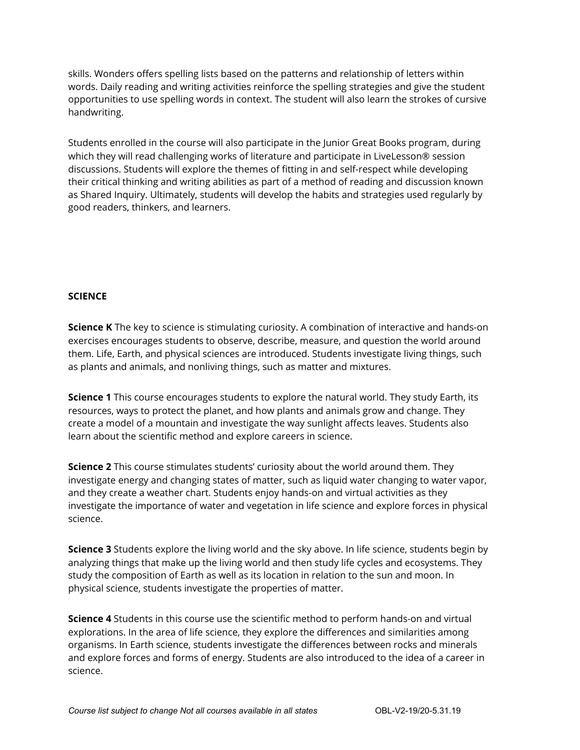skills. Wonders offers spelling lists based on the patterns and relationship of letters within words. Daily reading and writing activities reinforce the spelling strategies and give the student opportunities to use spelling words in context. The student will also learn the strokes of cursive handwriting.

Students enrolled in the course will also participate in the Junior Great Books program, during which they will read challenging works of literature and participate in LiveLesson® session discussions. Students will explore the themes of fitting in and self-respect while developing their critical thinking and writing abilities as part of a method of reading and discussion known as Shared Inquiry. Ultimately, students will develop the habits and strategies used regularly by good readers, thinkers, and learners.

**SCIENCE**

**Science K** The key to science is stimulating curiosity. A combination of interactive and hands-on exercises encourages students to observe, describe, measure, and question the world around them. Life, Earth, and physical sciences are introduced. Students investigate living things, such as plants and animals, and nonliving things, such as matter and mixtures.

**Science 1** This course encourages students to explore the natural world. They study Earth, its resources, ways to protect the planet, and how plants and animals grow and change. They create a model of a mountain and investigate the way sunlight affects leaves. Students also learn about the scientific method and explore careers in science.

**Science 2** This course stimulates students' curiosity about the world around them. They investigate energy and changing states of matter, such as liquid water changing to water vapor, and they create a weather chart. Students enjoy hands-on and virtual activities as they investigate the importance of water and vegetation in life science and explore forces in physical science.

**Science 3** Students explore the living world and the sky above. In life science, students begin by analyzing things that make up the living world and then study life cycles and ecosystems. They study the composition of Earth as well as its location in relation to the sun and moon. In physical science, students investigate the properties of matter.

**Science 4** Students in this course use the scientific method to perform hands-on and virtual explorations. In the area of life science, they explore the differences and similarities among organisms. In Earth science, students investigate the differences between rocks and minerals and explore forces and forms of energy. Students are also introduced to the idea of a career in science.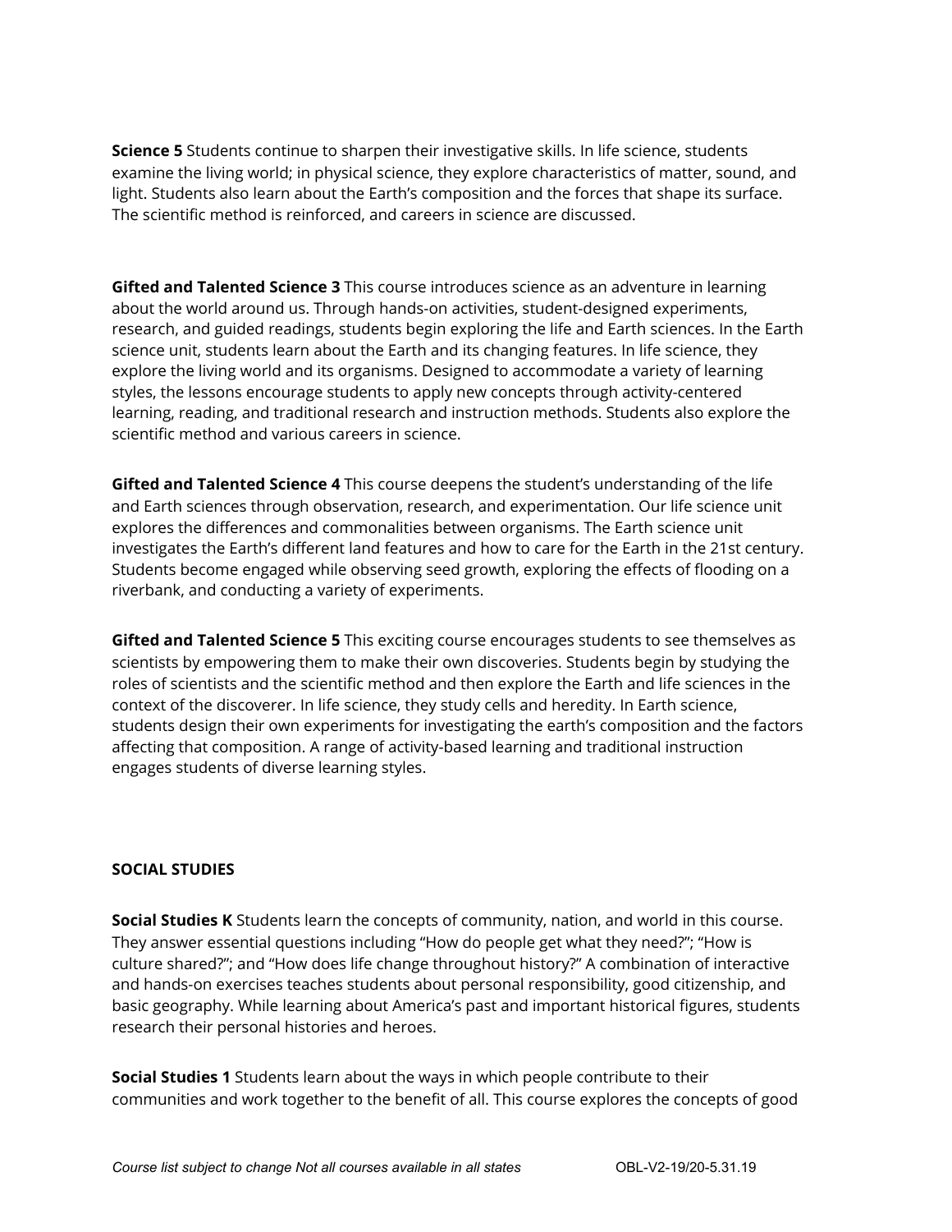**Science 5** Students continue to sharpen their investigative skills. In life science, students examine the living world; in physical science, they explore characteristics of matter, sound, and light. Students also learn about the Earth's composition and the forces that shape its surface. The scientific method is reinforced, and careers in science are discussed.

**Gifted and Talented Science 3** This course introduces science as an adventure in learning about the world around us. Through hands-on activities, student-designed experiments, research, and guided readings, students begin exploring the life and Earth sciences. In the Earth science unit, students learn about the Earth and its changing features. In life science, they explore the living world and its organisms. Designed to accommodate a variety of learning styles, the lessons encourage students to apply new concepts through activity-centered learning, reading, and traditional research and instruction methods. Students also explore the scientific method and various careers in science.

**Gifted and Talented Science 4** This course deepens the student's understanding of the life and Earth sciences through observation, research, and experimentation. Our life science unit explores the differences and commonalities between organisms. The Earth science unit investigates the Earth's different land features and how to care for the Earth in the 21st century. Students become engaged while observing seed growth, exploring the effects of flooding on a riverbank, and conducting a variety of experiments.

**Gifted and Talented Science 5** This exciting course encourages students to see themselves as scientists by empowering them to make their own discoveries. Students begin by studying the roles of scientists and the scientific method and then explore the Earth and life sciences in the context of the discoverer. In life science, they study cells and heredity. In Earth science, students design their own experiments for investigating the earth's composition and the factors affecting that composition. A range of activity-based learning and traditional instruction engages students of diverse learning styles.

## SOCIAL STUDIES

**Social Studies K** Students learn the concepts of community, nation, and world in this course. They answer essential questions including "How do people get what they need?"; "How is culture shared?"; and "How does life change throughout history?" A combination of interactive and hands-on exercises teaches students about personal responsibility, good citizenship, and basic geography. While learning about America's past and important historical figures, students research their personal histories and heroes.

**Social Studies 1** Students learn about the ways in which people contribute to their communities and work together to the benefit of all. This course explores the concepts of good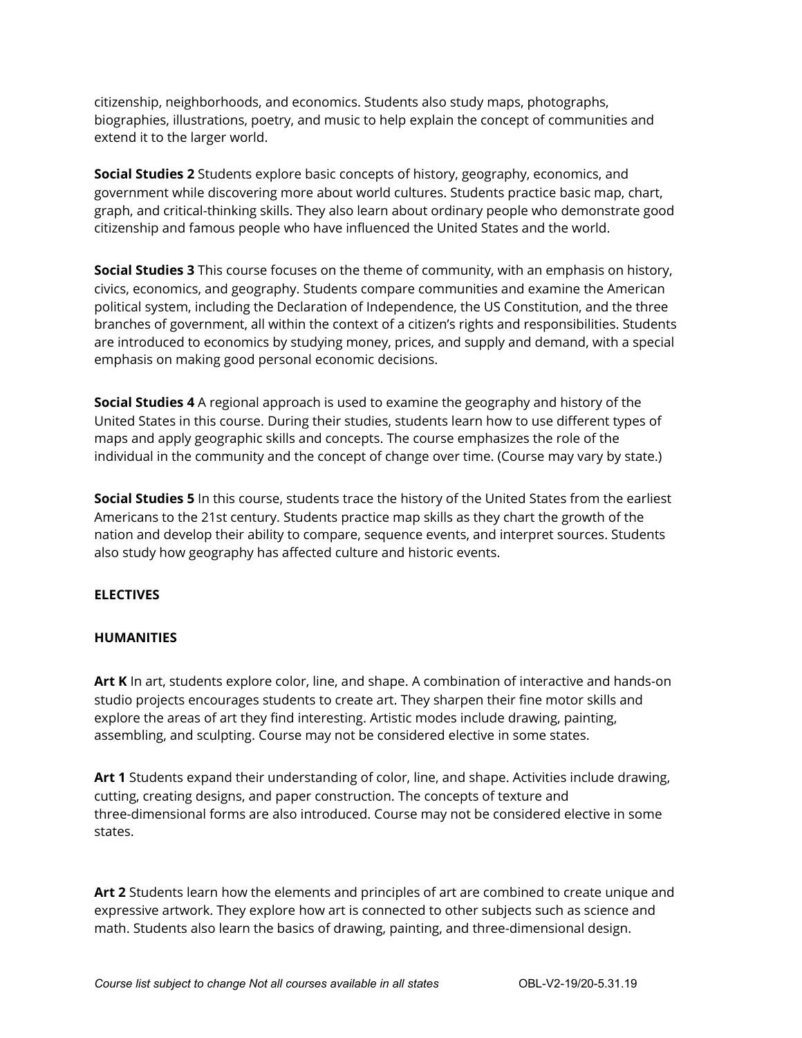citizenship, neighborhoods, and economics. Students also study maps, photographs, biographies, illustrations, poetry, and music to help explain the concept of communities and extend it to the larger world.

**Social Studies 2** Students explore basic concepts of history, geography, economics, and government while discovering more about world cultures. Students practice basic map, chart, graph, and critical-thinking skills. They also learn about ordinary people who demonstrate good citizenship and famous people who have influenced the United States and the world.

**Social Studies 3** This course focuses on the theme of community, with an emphasis on history, civics, economics, and geography. Students compare communities and examine the American political system, including the Declaration of Independence, the US Constitution, and the three branches of government, all within the context of a citizen's rights and responsibilities. Students are introduced to economics by studying money, prices, and supply and demand, with a special emphasis on making good personal economic decisions.

**Social Studies 4** A regional approach is used to examine the geography and history of the United States in this course. During their studies, students learn how to use different types of maps and apply geographic skills and concepts. The course emphasizes the role of the individual in the community and the concept of change over time. (Course may vary by state.)

**Social Studies 5** In this course, students trace the history of the United States from the earliest Americans to the 21st century. Students practice map skills as they chart the growth of the nation and develop their ability to compare, sequence events, and interpret sources. Students also study how geography has affected culture and historic events.

## ELECTIVES

### HUMANITIES

**Art K** In art, students explore color, line, and shape. A combination of interactive and hands-on studio projects encourages students to create art. They sharpen their fine motor skills and explore the areas of art they find interesting. Artistic modes include drawing, painting, assembling, and sculpting. Course may not be considered elective in some states.

**Art 1** Students expand their understanding of color, line, and shape. Activities include drawing, cutting, creating designs, and paper construction. The concepts of texture and three-dimensional forms are also introduced. Course may not be considered elective in some states.

**Art 2** Students learn how the elements and principles of art are combined to create unique and expressive artwork. They explore how art is connected to other subjects such as science and math. Students also learn the basics of drawing, painting, and three-dimensional design.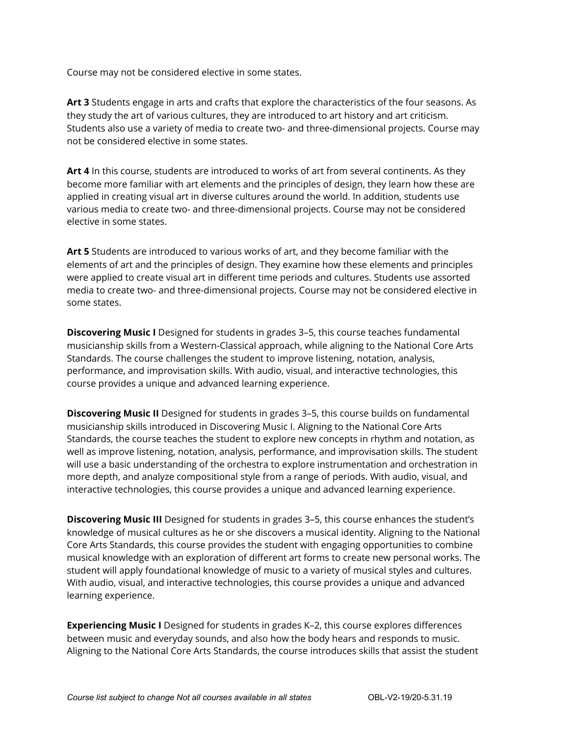Course may not be considered elective in some states.

**Art 3** Students engage in arts and crafts that explore the characteristics of the four seasons. As they study the art of various cultures, they are introduced to art history and art criticism. Students also use a variety of media to create two- and three-dimensional projects. Course may not be considered elective in some states.

**Art 4** In this course, students are introduced to works of art from several continents. As they become more familiar with art elements and the principles of design, they learn how these are applied in creating visual art in diverse cultures around the world. In addition, students use various media to create two- and three-dimensional projects. Course may not be considered elective in some states.

**Art 5** Students are introduced to various works of art, and they become familiar with the elements of art and the principles of design. They examine how these elements and principles were applied to create visual art in different time periods and cultures. Students use assorted media to create two- and three-dimensional projects. Course may not be considered elective in some states.

**Discovering Music I** Designed for students in grades 3–5, this course teaches fundamental musicianship skills from a Western-Classical approach, while aligning to the National Core Arts Standards. The course challenges the student to improve listening, notation, analysis, performance, and improvisation skills. With audio, visual, and interactive technologies, this course provides a unique and advanced learning experience.

**Discovering Music II** Designed for students in grades 3–5, this course builds on fundamental musicianship skills introduced in Discovering Music I. Aligning to the National Core Arts Standards, the course teaches the student to explore new concepts in rhythm and notation, as well as improve listening, notation, analysis, performance, and improvisation skills. The student will use a basic understanding of the orchestra to explore instrumentation and orchestration in more depth, and analyze compositional style from a range of periods. With audio, visual, and interactive technologies, this course provides a unique and advanced learning experience.

**Discovering Music III** Designed for students in grades 3–5, this course enhances the student's knowledge of musical cultures as he or she discovers a musical identity. Aligning to the National Core Arts Standards, this course provides the student with engaging opportunities to combine musical knowledge with an exploration of different art forms to create new personal works. The student will apply foundational knowledge of music to a variety of musical styles and cultures. With audio, visual, and interactive technologies, this course provides a unique and advanced learning experience.

**Experiencing Music I** Designed for students in grades K–2, this course explores differences between music and everyday sounds, and also how the body hears and responds to music. Aligning to the National Core Arts Standards, the course introduces skills that assist the student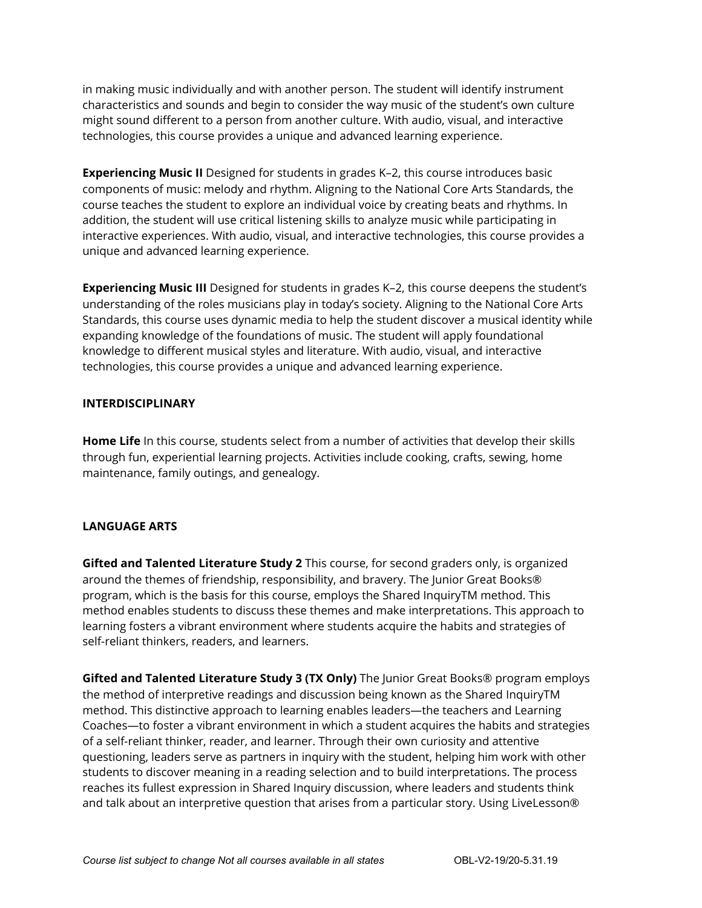in making music individually and with another person. The student will identify instrument characteristics and sounds and begin to consider the way music of the student's own culture might sound different to a person from another culture. With audio, visual, and interactive technologies, this course provides a unique and advanced learning experience.

**Experiencing Music II** Designed for students in grades K–2, this course introduces basic components of music: melody and rhythm. Aligning to the National Core Arts Standards, the course teaches the student to explore an individual voice by creating beats and rhythms. In addition, the student will use critical listening skills to analyze music while participating in interactive experiences. With audio, visual, and interactive technologies, this course provides a unique and advanced learning experience.

**Experiencing Music III** Designed for students in grades K–2, this course deepens the student's understanding of the roles musicians play in today's society. Aligning to the National Core Arts Standards, this course uses dynamic media to help the student discover a musical identity while expanding knowledge of the foundations of music. The student will apply foundational knowledge to different musical styles and literature. With audio, visual, and interactive technologies, this course provides a unique and advanced learning experience.

**INTERDISCIPLINARY**

**Home Life** In this course, students select from a number of activities that develop their skills through fun, experiential learning projects. Activities include cooking, crafts, sewing, home maintenance, family outings, and genealogy.

**LANGUAGE ARTS**

**Gifted and Talented Literature Study 2** This course, for second graders only, is organized around the themes of friendship, responsibility, and bravery. The Junior Great Books® program, which is the basis for this course, employs the Shared InquiryTM method. This method enables students to discuss these themes and make interpretations. This approach to learning fosters a vibrant environment where students acquire the habits and strategies of self-reliant thinkers, readers, and learners.

**Gifted and Talented Literature Study 3 (TX Only)** The Junior Great Books® program employs the method of interpretive readings and discussion being known as the Shared InquiryTM method. This distinctive approach to learning enables leaders—the teachers and Learning Coaches—to foster a vibrant environment in which a student acquires the habits and strategies of a self-reliant thinker, reader, and learner. Through their own curiosity and attentive questioning, leaders serve as partners in inquiry with the student, helping him work with other students to discover meaning in a reading selection and to build interpretations. The process reaches its fullest expression in Shared Inquiry discussion, where leaders and students think and talk about an interpretive question that arises from a particular story. Using LiveLesson®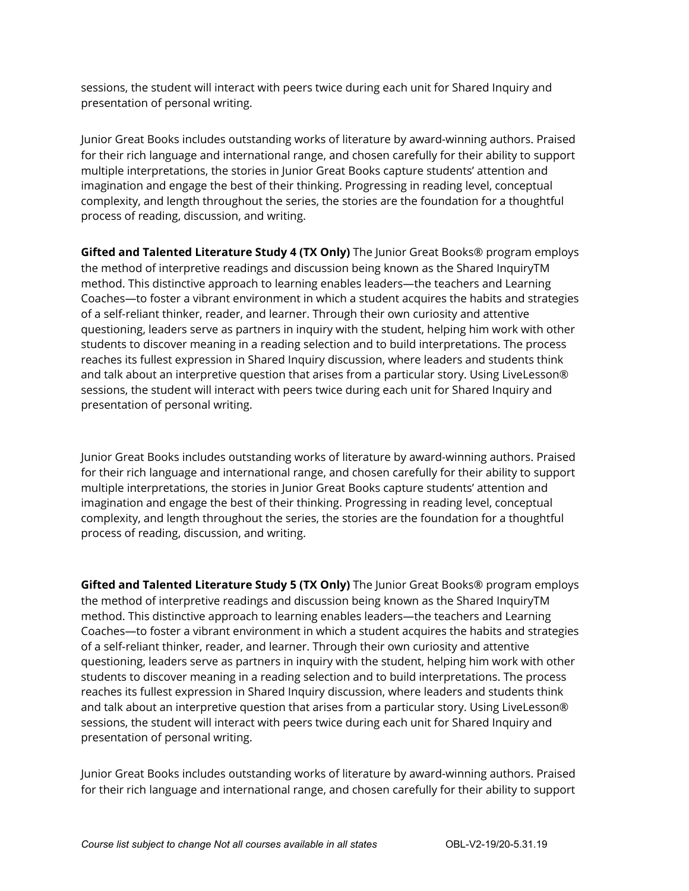sessions, the student will interact with peers twice during each unit for Shared Inquiry and presentation of personal writing.

Junior Great Books includes outstanding works of literature by award-winning authors. Praised for their rich language and international range, and chosen carefully for their ability to support multiple interpretations, the stories in Junior Great Books capture students' attention and imagination and engage the best of their thinking. Progressing in reading level, conceptual complexity, and length throughout the series, the stories are the foundation for a thoughtful process of reading, discussion, and writing.

**Gifted and Talented Literature Study 4 (TX Only)** The Junior Great Books® program employs the method of interpretive readings and discussion being known as the Shared InquiryTM method. This distinctive approach to learning enables leaders—the teachers and Learning Coaches—to foster a vibrant environment in which a student acquires the habits and strategies of a self-reliant thinker, reader, and learner. Through their own curiosity and attentive questioning, leaders serve as partners in inquiry with the student, helping him work with other students to discover meaning in a reading selection and to build interpretations. The process reaches its fullest expression in Shared Inquiry discussion, where leaders and students think and talk about an interpretive question that arises from a particular story. Using LiveLesson® sessions, the student will interact with peers twice during each unit for Shared Inquiry and presentation of personal writing.

Junior Great Books includes outstanding works of literature by award-winning authors. Praised for their rich language and international range, and chosen carefully for their ability to support multiple interpretations, the stories in Junior Great Books capture students' attention and imagination and engage the best of their thinking. Progressing in reading level, conceptual complexity, and length throughout the series, the stories are the foundation for a thoughtful process of reading, discussion, and writing.

**Gifted and Talented Literature Study 5 (TX Only)** The Junior Great Books® program employs the method of interpretive readings and discussion being known as the Shared InquiryTM method. This distinctive approach to learning enables leaders—the teachers and Learning Coaches—to foster a vibrant environment in which a student acquires the habits and strategies of a self-reliant thinker, reader, and learner. Through their own curiosity and attentive questioning, leaders serve as partners in inquiry with the student, helping him work with other students to discover meaning in a reading selection and to build interpretations. The process reaches its fullest expression in Shared Inquiry discussion, where leaders and students think and talk about an interpretive question that arises from a particular story. Using LiveLesson® sessions, the student will interact with peers twice during each unit for Shared Inquiry and presentation of personal writing.

Junior Great Books includes outstanding works of literature by award-winning authors. Praised for their rich language and international range, and chosen carefully for their ability to support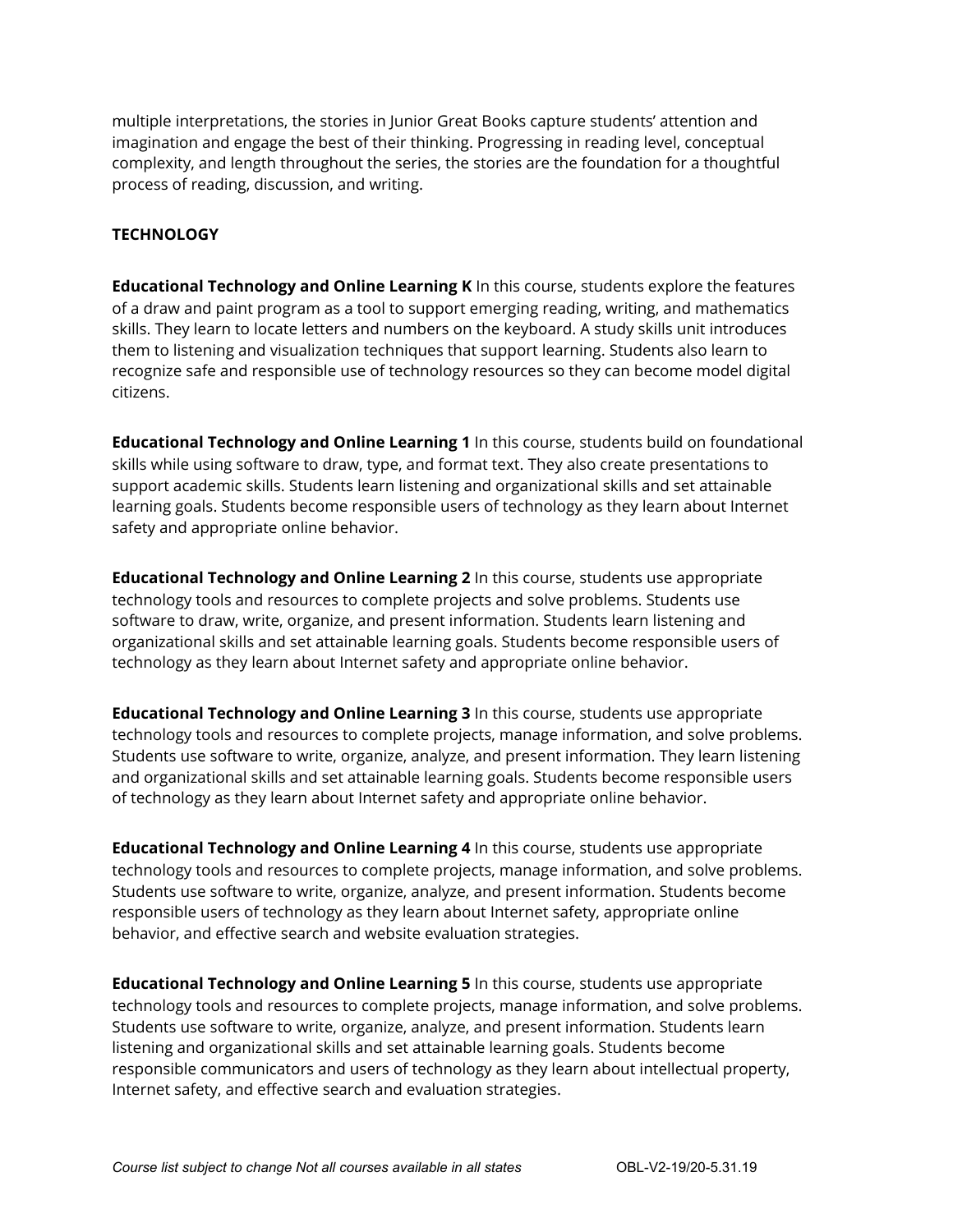multiple interpretations, the stories in Junior Great Books capture students' attention and imagination and engage the best of their thinking. Progressing in reading level, conceptual complexity, and length throughout the series, the stories are the foundation for a thoughtful process of reading, discussion, and writing.

**TECHNOLOGY**

**Educational Technology and Online Learning K** In this course, students explore the features of a draw and paint program as a tool to support emerging reading, writing, and mathematics skills. They learn to locate letters and numbers on the keyboard. A study skills unit introduces them to listening and visualization techniques that support learning. Students also learn to recognize safe and responsible use of technology resources so they can become model digital citizens.

**Educational Technology and Online Learning 1** In this course, students build on foundational skills while using software to draw, type, and format text. They also create presentations to support academic skills. Students learn listening and organizational skills and set attainable learning goals. Students become responsible users of technology as they learn about Internet safety and appropriate online behavior.

**Educational Technology and Online Learning 2** In this course, students use appropriate technology tools and resources to complete projects and solve problems. Students use software to draw, write, organize, and present information. Students learn listening and organizational skills and set attainable learning goals. Students become responsible users of technology as they learn about Internet safety and appropriate online behavior.

**Educational Technology and Online Learning 3** In this course, students use appropriate technology tools and resources to complete projects, manage information, and solve problems. Students use software to write, organize, analyze, and present information. They learn listening and organizational skills and set attainable learning goals. Students become responsible users of technology as they learn about Internet safety and appropriate online behavior.

**Educational Technology and Online Learning 4** In this course, students use appropriate technology tools and resources to complete projects, manage information, and solve problems. Students use software to write, organize, analyze, and present information. Students become responsible users of technology as they learn about Internet safety, appropriate online behavior, and effective search and website evaluation strategies.

**Educational Technology and Online Learning 5** In this course, students use appropriate technology tools and resources to complete projects, manage information, and solve problems. Students use software to write, organize, analyze, and present information. Students learn listening and organizational skills and set attainable learning goals. Students become responsible communicators and users of technology as they learn about intellectual property, Internet safety, and effective search and evaluation strategies.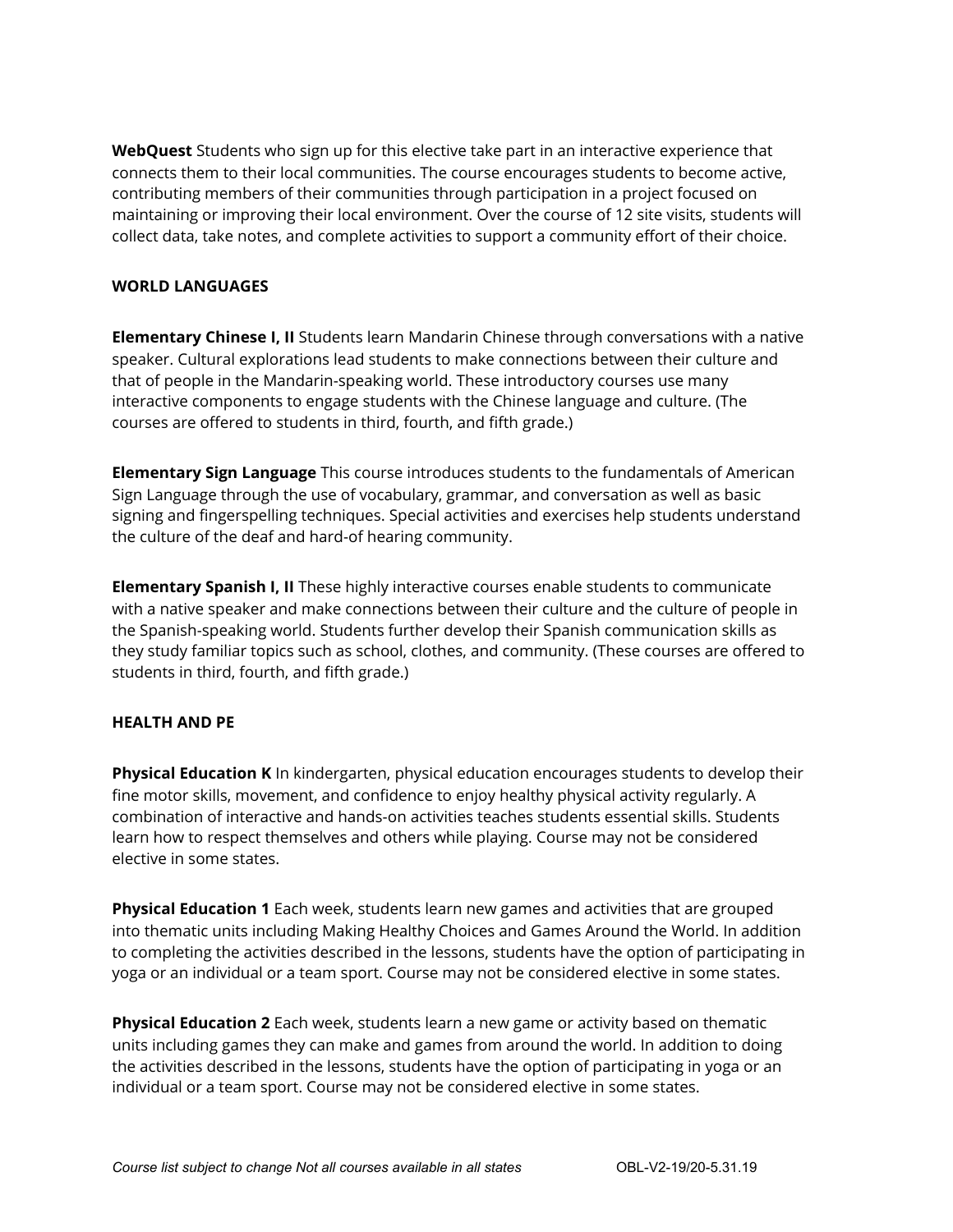**WebQuest** Students who sign up for this elective take part in an interactive experience that connects them to their local communities. The course encourages students to become active, contributing members of their communities through participation in a project focused on maintaining or improving their local environment. Over the course of 12 site visits, students will collect data, take notes, and complete activities to support a community effort of their choice.

## WORLD LANGUAGES

**Elementary Chinese I, II** Students learn Mandarin Chinese through conversations with a native speaker. Cultural explorations lead students to make connections between their culture and that of people in the Mandarin-speaking world. These introductory courses use many interactive components to engage students with the Chinese language and culture. (The courses are offered to students in third, fourth, and fifth grade.)

**Elementary Sign Language** This course introduces students to the fundamentals of American Sign Language through the use of vocabulary, grammar, and conversation as well as basic signing and fingerspelling techniques. Special activities and exercises help students understand the culture of the deaf and hard-of hearing community.

**Elementary Spanish I, II** These highly interactive courses enable students to communicate with a native speaker and make connections between their culture and the culture of people in the Spanish-speaking world. Students further develop their Spanish communication skills as they study familiar topics such as school, clothes, and community. (These courses are offered to students in third, fourth, and fifth grade.)

## HEALTH AND PE

**Physical Education K** In kindergarten, physical education encourages students to develop their fine motor skills, movement, and confidence to enjoy healthy physical activity regularly. A combination of interactive and hands-on activities teaches students essential skills. Students learn how to respect themselves and others while playing. Course may not be considered elective in some states.

**Physical Education 1** Each week, students learn new games and activities that are grouped into thematic units including Making Healthy Choices and Games Around the World. In addition to completing the activities described in the lessons, students have the option of participating in yoga or an individual or a team sport. Course may not be considered elective in some states.

**Physical Education 2** Each week, students learn a new game or activity based on thematic units including games they can make and games from around the world. In addition to doing the activities described in the lessons, students have the option of participating in yoga or an individual or a team sport. Course may not be considered elective in some states.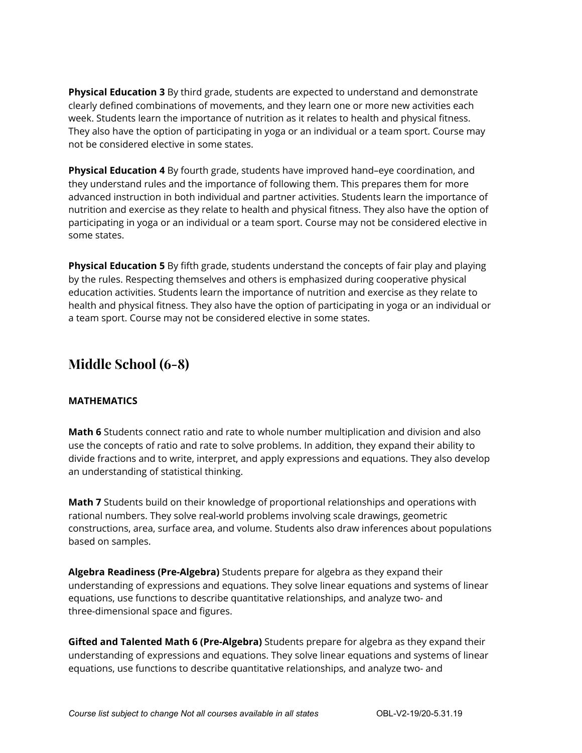**Physical Education 3** By third grade, students are expected to understand and demonstrate clearly defined combinations of movements, and they learn one or more new activities each week. Students learn the importance of nutrition as it relates to health and physical fitness. They also have the option of participating in yoga or an individual or a team sport. Course may not be considered elective in some states.

**Physical Education 4** By fourth grade, students have improved hand–eye coordination, and they understand rules and the importance of following them. This prepares them for more advanced instruction in both individual and partner activities. Students learn the importance of nutrition and exercise as they relate to health and physical fitness. They also have the option of participating in yoga or an individual or a team sport. Course may not be considered elective in some states.

**Physical Education 5** By fifth grade, students understand the concepts of fair play and playing by the rules. Respecting themselves and others is emphasized during cooperative physical education activities. Students learn the importance of nutrition and exercise as they relate to health and physical fitness. They also have the option of participating in yoga or an individual or a team sport. Course may not be considered elective in some states.

## Middle School (6-8)

**MATHEMATICS**

**Math 6** Students connect ratio and rate to whole number multiplication and division and also use the concepts of ratio and rate to solve problems. In addition, they expand their ability to divide fractions and to write, interpret, and apply expressions and equations. They also develop an understanding of statistical thinking.

**Math 7** Students build on their knowledge of proportional relationships and operations with rational numbers. They solve real-world problems involving scale drawings, geometric constructions, area, surface area, and volume. Students also draw inferences about populations based on samples.

**Algebra Readiness (Pre-Algebra)** Students prepare for algebra as they expand their understanding of expressions and equations. They solve linear equations and systems of linear equations, use functions to describe quantitative relationships, and analyze two- and three-dimensional space and figures.

**Gifted and Talented Math 6 (Pre-Algebra)** Students prepare for algebra as they expand their understanding of expressions and equations. They solve linear equations and systems of linear equations, use functions to describe quantitative relationships, and analyze two- and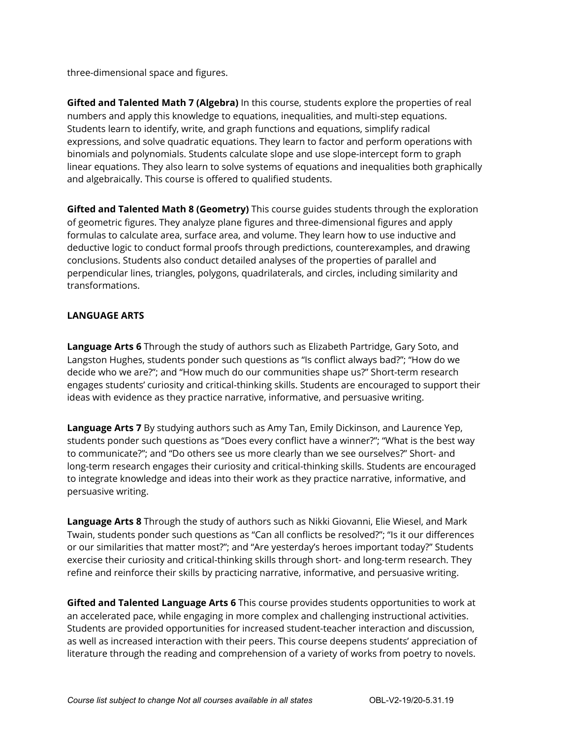three-dimensional space and figures.

**Gifted and Talented Math 7 (Algebra)** In this course, students explore the properties of real numbers and apply this knowledge to equations, inequalities, and multi-step equations. Students learn to identify, write, and graph functions and equations, simplify radical expressions, and solve quadratic equations. They learn to factor and perform operations with binomials and polynomials. Students calculate slope and use slope-intercept form to graph linear equations. They also learn to solve systems of equations and inequalities both graphically and algebraically. This course is offered to qualified students.

**Gifted and Talented Math 8 (Geometry)** This course guides students through the exploration of geometric figures. They analyze plane figures and three-dimensional figures and apply formulas to calculate area, surface area, and volume. They learn how to use inductive and deductive logic to conduct formal proofs through predictions, counterexamples, and drawing conclusions. Students also conduct detailed analyses of the properties of parallel and perpendicular lines, triangles, polygons, quadrilaterals, and circles, including similarity and transformations.

## LANGUAGE ARTS

**Language Arts 6** Through the study of authors such as Elizabeth Partridge, Gary Soto, and Langston Hughes, students ponder such questions as "Is conflict always bad?"; "How do we decide who we are?"; and "How much do our communities shape us?" Short-term research engages students' curiosity and critical-thinking skills. Students are encouraged to support their ideas with evidence as they practice narrative, informative, and persuasive writing.

**Language Arts 7** By studying authors such as Amy Tan, Emily Dickinson, and Laurence Yep, students ponder such questions as "Does every conflict have a winner?"; "What is the best way to communicate?"; and "Do others see us more clearly than we see ourselves?" Short- and long-term research engages their curiosity and critical-thinking skills. Students are encouraged to integrate knowledge and ideas into their work as they practice narrative, informative, and persuasive writing.

**Language Arts 8** Through the study of authors such as Nikki Giovanni, Elie Wiesel, and Mark Twain, students ponder such questions as "Can all conflicts be resolved?"; "Is it our differences or our similarities that matter most?"; and "Are yesterday's heroes important today?" Students exercise their curiosity and critical-thinking skills through short- and long-term research. They refine and reinforce their skills by practicing narrative, informative, and persuasive writing.

**Gifted and Talented Language Arts 6** This course provides students opportunities to work at an accelerated pace, while engaging in more complex and challenging instructional activities. Students are provided opportunities for increased student-teacher interaction and discussion, as well as increased interaction with their peers. This course deepens students' appreciation of literature through the reading and comprehension of a variety of works from poetry to novels.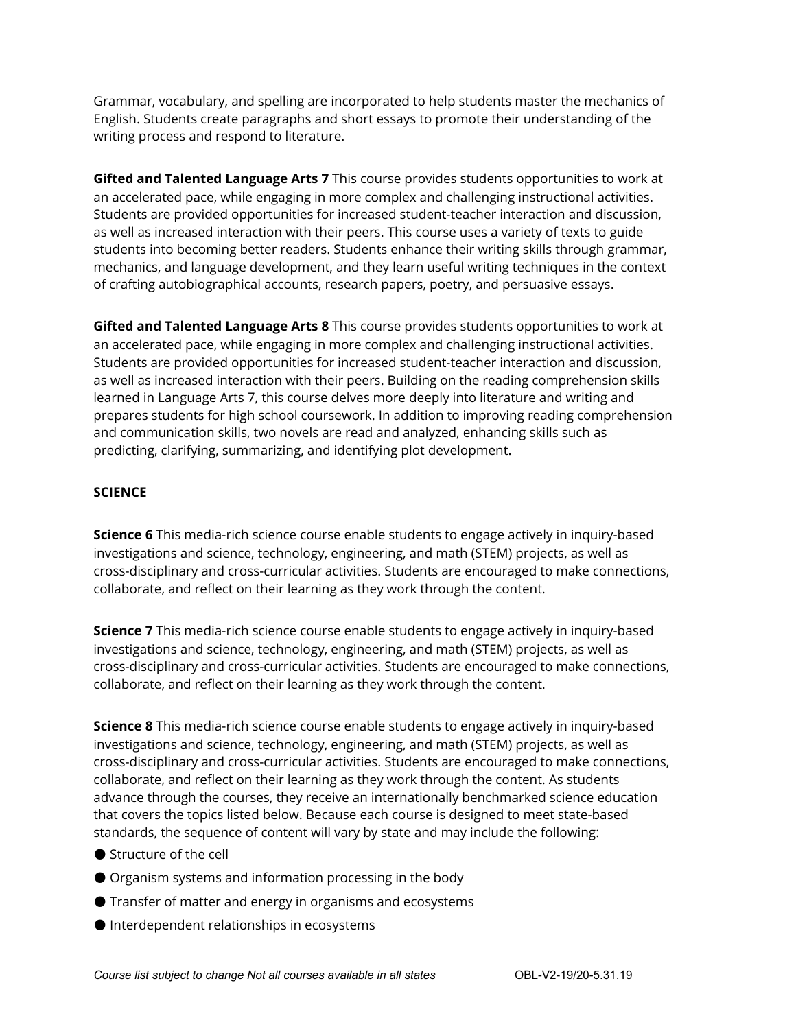Grammar, vocabulary, and spelling are incorporated to help students master the mechanics of English. Students create paragraphs and short essays to promote their understanding of the writing process and respond to literature.

**Gifted and Talented Language Arts 7** This course provides students opportunities to work at an accelerated pace, while engaging in more complex and challenging instructional activities. Students are provided opportunities for increased student-teacher interaction and discussion, as well as increased interaction with their peers. This course uses a variety of texts to guide students into becoming better readers. Students enhance their writing skills through grammar, mechanics, and language development, and they learn useful writing techniques in the context of crafting autobiographical accounts, research papers, poetry, and persuasive essays.

**Gifted and Talented Language Arts 8** This course provides students opportunities to work at an accelerated pace, while engaging in more complex and challenging instructional activities. Students are provided opportunities for increased student-teacher interaction and discussion, as well as increased interaction with their peers. Building on the reading comprehension skills learned in Language Arts 7, this course delves more deeply into literature and writing and prepares students for high school coursework. In addition to improving reading comprehension and communication skills, two novels are read and analyzed, enhancing skills such as predicting, clarifying, summarizing, and identifying plot development.

**SCIENCE**

**Science 6** This media-rich science course enable students to engage actively in inquiry-based investigations and science, technology, engineering, and math (STEM) projects, as well as cross-disciplinary and cross-curricular activities. Students are encouraged to make connections, collaborate, and reflect on their learning as they work through the content.

**Science 7** This media-rich science course enable students to engage actively in inquiry-based investigations and science, technology, engineering, and math (STEM) projects, as well as cross-disciplinary and cross-curricular activities. Students are encouraged to make connections, collaborate, and reflect on their learning as they work through the content.

**Science 8** This media-rich science course enable students to engage actively in inquiry-based investigations and science, technology, engineering, and math (STEM) projects, as well as cross-disciplinary and cross-curricular activities. Students are encouraged to make connections, collaborate, and reflect on their learning as they work through the content. As students advance through the courses, they receive an internationally benchmarked science education that covers the topics listed below. Because each course is designed to meet state-based standards, the sequence of content will vary by state and may include the following:

- Structure of the cell
- Organism systems and information processing in the body
- Transfer of matter and energy in organisms and ecosystems
- Interdependent relationships in ecosystems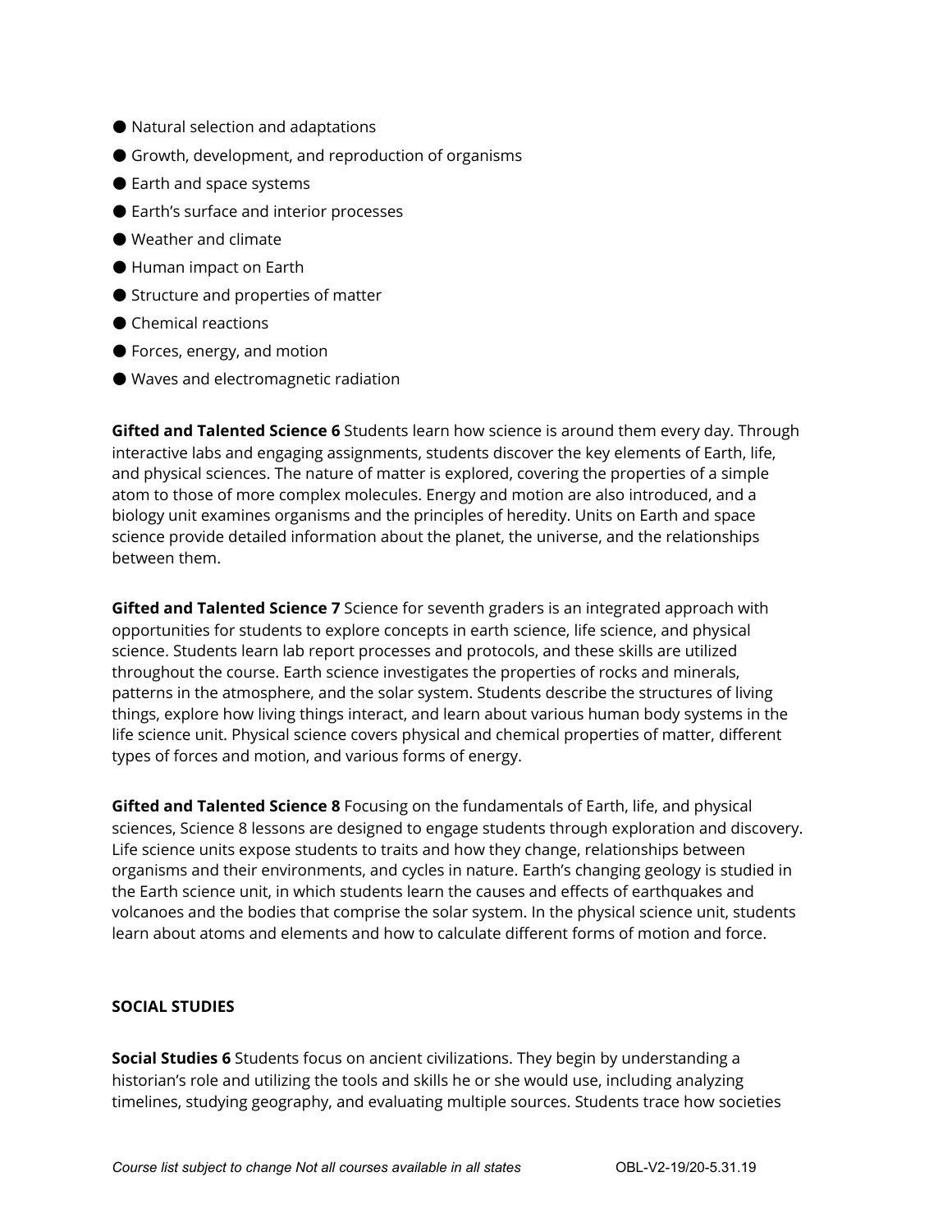- Natural selection and adaptations
- Growth, development, and reproduction of organisms
- Earth and space systems
- Earth's surface and interior processes
- Weather and climate
- Human impact on Earth
- Structure and properties of matter
- Chemical reactions
- Forces, energy, and motion
- Waves and electromagnetic radiation

**Gifted and Talented Science 6** Students learn how science is around them every day. Through interactive labs and engaging assignments, students discover the key elements of Earth, life, and physical sciences. The nature of matter is explored, covering the properties of a simple atom to those of more complex molecules. Energy and motion are also introduced, and a biology unit examines organisms and the principles of heredity. Units on Earth and space science provide detailed information about the planet, the universe, and the relationships between them.

**Gifted and Talented Science 7** Science for seventh graders is an integrated approach with opportunities for students to explore concepts in earth science, life science, and physical science. Students learn lab report processes and protocols, and these skills are utilized throughout the course. Earth science investigates the properties of rocks and minerals, patterns in the atmosphere, and the solar system. Students describe the structures of living things, explore how living things interact, and learn about various human body systems in the life science unit. Physical science covers physical and chemical properties of matter, different types of forces and motion, and various forms of energy.

**Gifted and Talented Science 8** Focusing on the fundamentals of Earth, life, and physical sciences, Science 8 lessons are designed to engage students through exploration and discovery. Life science units expose students to traits and how they change, relationships between organisms and their environments, and cycles in nature. Earth's changing geology is studied in the Earth science unit, in which students learn the causes and effects of earthquakes and volcanoes and the bodies that comprise the solar system. In the physical science unit, students learn about atoms and elements and how to calculate different forms of motion and force.

## SOCIAL STUDIES

**Social Studies 6** Students focus on ancient civilizations. They begin by understanding a historian's role and utilizing the tools and skills he or she would use, including analyzing timelines, studying geography, and evaluating multiple sources. Students trace how societies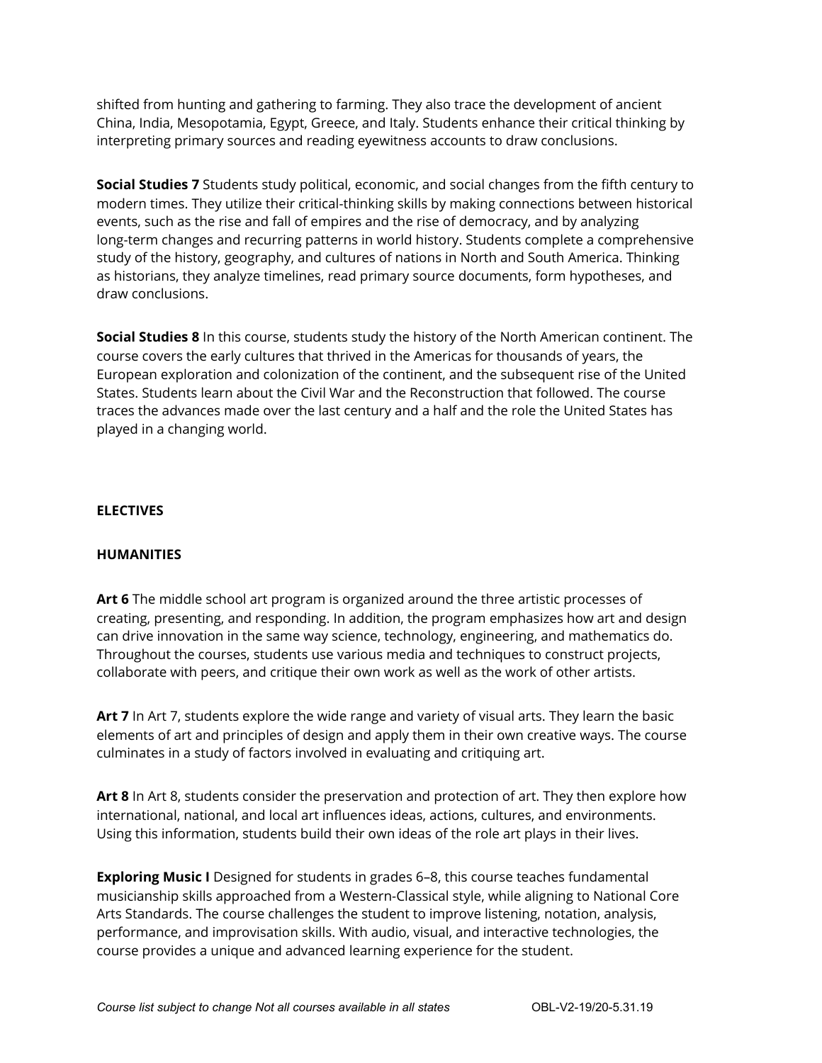shifted from hunting and gathering to farming. They also trace the development of ancient China, India, Mesopotamia, Egypt, Greece, and Italy. Students enhance their critical thinking by interpreting primary sources and reading eyewitness accounts to draw conclusions.

**Social Studies 7** Students study political, economic, and social changes from the fifth century to modern times. They utilize their critical-thinking skills by making connections between historical events, such as the rise and fall of empires and the rise of democracy, and by analyzing long-term changes and recurring patterns in world history. Students complete a comprehensive study of the history, geography, and cultures of nations in North and South America. Thinking as historians, they analyze timelines, read primary source documents, form hypotheses, and draw conclusions.

**Social Studies 8** In this course, students study the history of the North American continent. The course covers the early cultures that thrived in the Americas for thousands of years, the European exploration and colonization of the continent, and the subsequent rise of the United States. Students learn about the Civil War and the Reconstruction that followed. The course traces the advances made over the last century and a half and the role the United States has played in a changing world.

## ELECTIVES

### HUMANITIES

**Art 6** The middle school art program is organized around the three artistic processes of creating, presenting, and responding. In addition, the program emphasizes how art and design can drive innovation in the same way science, technology, engineering, and mathematics do. Throughout the courses, students use various media and techniques to construct projects, collaborate with peers, and critique their own work as well as the work of other artists.

**Art 7** In Art 7, students explore the wide range and variety of visual arts. They learn the basic elements of art and principles of design and apply them in their own creative ways. The course culminates in a study of factors involved in evaluating and critiquing art.

**Art 8** In Art 8, students consider the preservation and protection of art. They then explore how international, national, and local art influences ideas, actions, cultures, and environments. Using this information, students build their own ideas of the role art plays in their lives.

**Exploring Music I** Designed for students in grades 6–8, this course teaches fundamental musicianship skills approached from a Western-Classical style, while aligning to National Core Arts Standards. The course challenges the student to improve listening, notation, analysis, performance, and improvisation skills. With audio, visual, and interactive technologies, the course provides a unique and advanced learning experience for the student.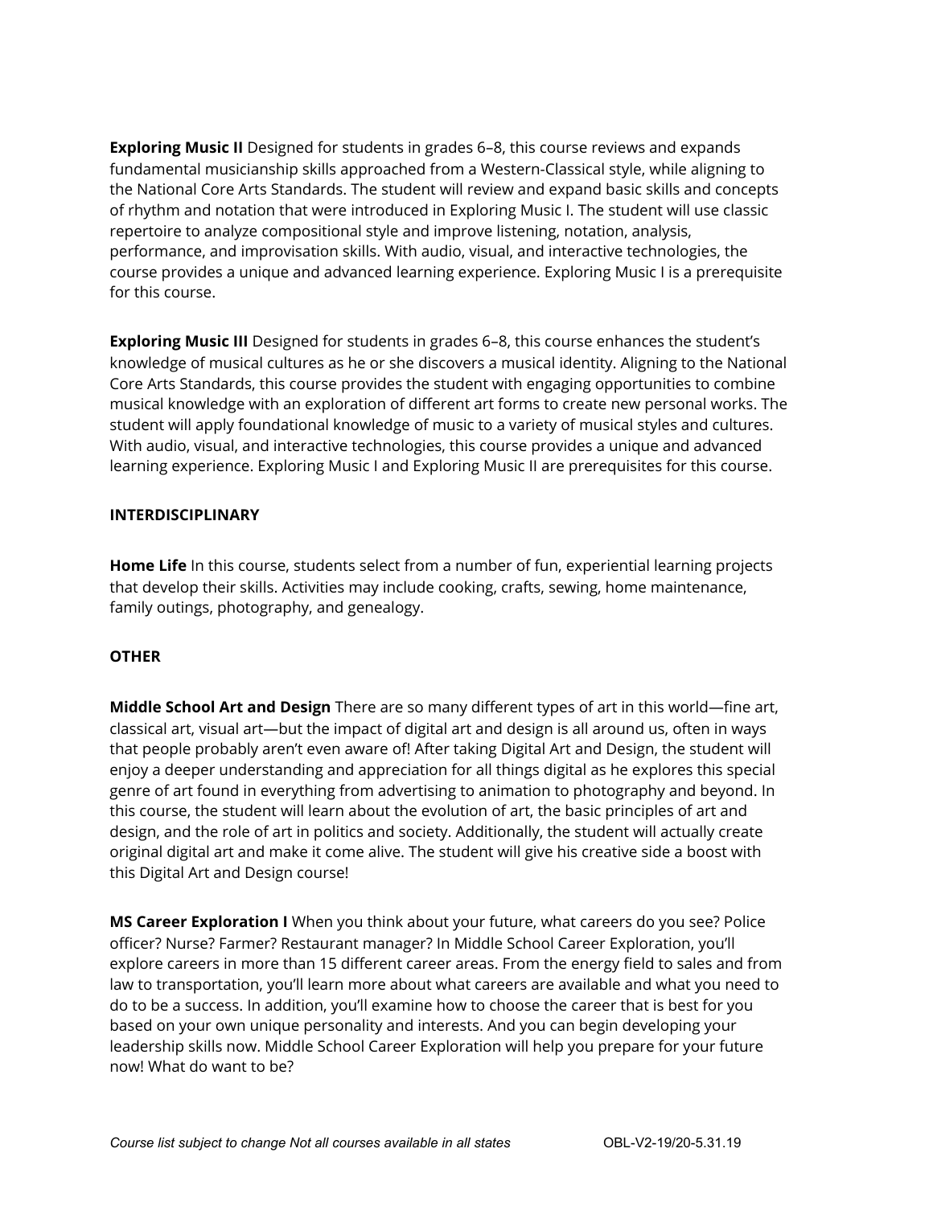**Exploring Music II** Designed for students in grades 6–8, this course reviews and expands fundamental musicianship skills approached from a Western-Classical style, while aligning to the National Core Arts Standards. The student will review and expand basic skills and concepts of rhythm and notation that were introduced in Exploring Music I. The student will use classic repertoire to analyze compositional style and improve listening, notation, analysis, performance, and improvisation skills. With audio, visual, and interactive technologies, the course provides a unique and advanced learning experience. Exploring Music I is a prerequisite for this course.

**Exploring Music III** Designed for students in grades 6–8, this course enhances the student's knowledge of musical cultures as he or she discovers a musical identity. Aligning to the National Core Arts Standards, this course provides the student with engaging opportunities to combine musical knowledge with an exploration of different art forms to create new personal works. The student will apply foundational knowledge of music to a variety of musical styles and cultures. With audio, visual, and interactive technologies, this course provides a unique and advanced learning experience. Exploring Music I and Exploring Music II are prerequisites for this course.

**INTERDISCIPLINARY**

**Home Life** In this course, students select from a number of fun, experiential learning projects that develop their skills. Activities may include cooking, crafts, sewing, home maintenance, family outings, photography, and genealogy.

**OTHER**

**Middle School Art and Design** There are so many different types of art in this world—fine art, classical art, visual art—but the impact of digital art and design is all around us, often in ways that people probably aren't even aware of! After taking Digital Art and Design, the student will enjoy a deeper understanding and appreciation for all things digital as he explores this special genre of art found in everything from advertising to animation to photography and beyond. In this course, the student will learn about the evolution of art, the basic principles of art and design, and the role of art in politics and society. Additionally, the student will actually create original digital art and make it come alive. The student will give his creative side a boost with this Digital Art and Design course!

**MS Career Exploration I** When you think about your future, what careers do you see? Police officer? Nurse? Farmer? Restaurant manager? In Middle School Career Exploration, you'll explore careers in more than 15 different career areas. From the energy field to sales and from law to transportation, you'll learn more about what careers are available and what you need to do to be a success. In addition, you'll examine how to choose the career that is best for you based on your own unique personality and interests. And you can begin developing your leadership skills now. Middle School Career Exploration will help you prepare for your future now! What do want to be?

*Course list subject to change Not all courses available in all states* OBL-V2-19/20-5.31.19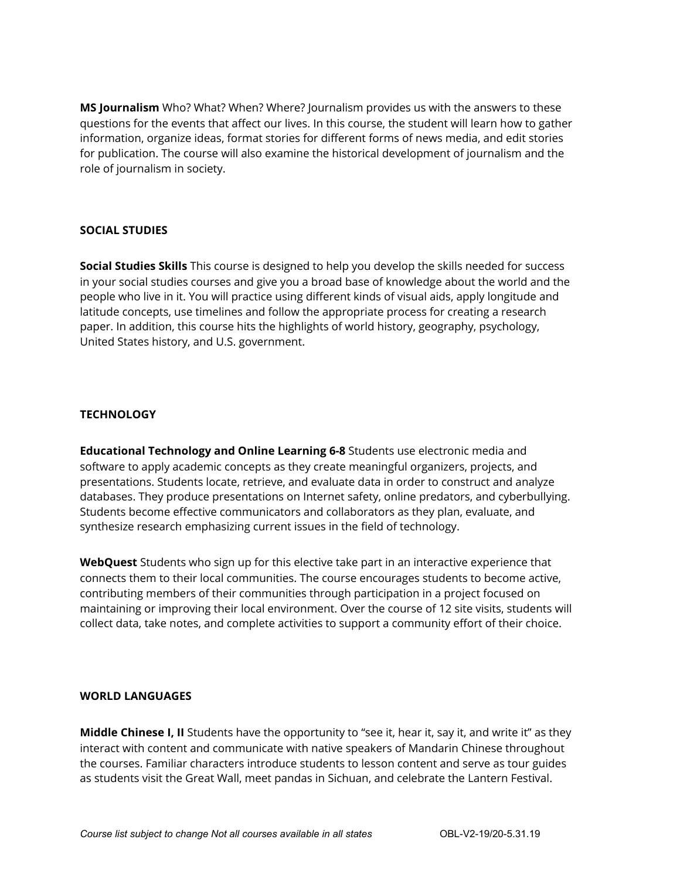**MS Journalism** Who? What? When? Where? Journalism provides us with the answers to these questions for the events that affect our lives. In this course, the student will learn how to gather information, organize ideas, format stories for different forms of news media, and edit stories for publication. The course will also examine the historical development of journalism and the role of journalism in society.

## SOCIAL STUDIES

**Social Studies Skills** This course is designed to help you develop the skills needed for success in your social studies courses and give you a broad base of knowledge about the world and the people who live in it. You will practice using different kinds of visual aids, apply longitude and latitude concepts, use timelines and follow the appropriate process for creating a research paper. In addition, this course hits the highlights of world history, geography, psychology, United States history, and U.S. government.

## TECHNOLOGY

**Educational Technology and Online Learning 6-8** Students use electronic media and software to apply academic concepts as they create meaningful organizers, projects, and presentations. Students locate, retrieve, and evaluate data in order to construct and analyze databases. They produce presentations on Internet safety, online predators, and cyberbullying. Students become effective communicators and collaborators as they plan, evaluate, and synthesize research emphasizing current issues in the field of technology.

**WebQuest** Students who sign up for this elective take part in an interactive experience that connects them to their local communities. The course encourages students to become active, contributing members of their communities through participation in a project focused on maintaining or improving their local environment. Over the course of 12 site visits, students will collect data, take notes, and complete activities to support a community effort of their choice.

## WORLD LANGUAGES

**Middle Chinese I, II** Students have the opportunity to "see it, hear it, say it, and write it" as they interact with content and communicate with native speakers of Mandarin Chinese throughout the courses. Familiar characters introduce students to lesson content and serve as tour guides as students visit the Great Wall, meet pandas in Sichuan, and celebrate the Lantern Festival.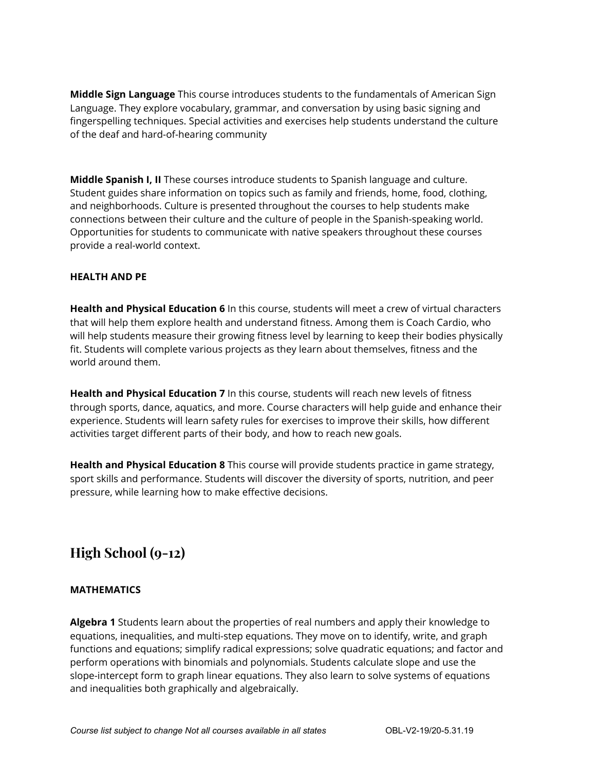**Middle Sign Language** This course introduces students to the fundamentals of American Sign Language. They explore vocabulary, grammar, and conversation by using basic signing and fingerspelling techniques. Special activities and exercises help students understand the culture of the deaf and hard-of-hearing community

**Middle Spanish I, II** These courses introduce students to Spanish language and culture. Student guides share information on topics such as family and friends, home, food, clothing, and neighborhoods. Culture is presented throughout the courses to help students make connections between their culture and the culture of people in the Spanish-speaking world. Opportunities for students to communicate with native speakers throughout these courses provide a real-world context.

**HEALTH AND PE**

**Health and Physical Education 6** In this course, students will meet a crew of virtual characters that will help them explore health and understand fitness. Among them is Coach Cardio, who will help students measure their growing fitness level by learning to keep their bodies physically fit. Students will complete various projects as they learn about themselves, fitness and the world around them.

**Health and Physical Education 7** In this course, students will reach new levels of fitness through sports, dance, aquatics, and more. Course characters will help guide and enhance their experience. Students will learn safety rules for exercises to improve their skills, how different activities target different parts of their body, and how to reach new goals.

**Health and Physical Education 8** This course will provide students practice in game strategy, sport skills and performance. Students will discover the diversity of sports, nutrition, and peer pressure, while learning how to make effective decisions.

## High School (9-12)

**MATHEMATICS**

**Algebra 1** Students learn about the properties of real numbers and apply their knowledge to equations, inequalities, and multi-step equations. They move on to identify, write, and graph functions and equations; simplify radical expressions; solve quadratic equations; and factor and perform operations with binomials and polynomials. Students calculate slope and use the slope-intercept form to graph linear equations. They also learn to solve systems of equations and inequalities both graphically and algebraically.

*Course list subject to change Not all courses available in all states* OBL-V2-19/20-5.31.19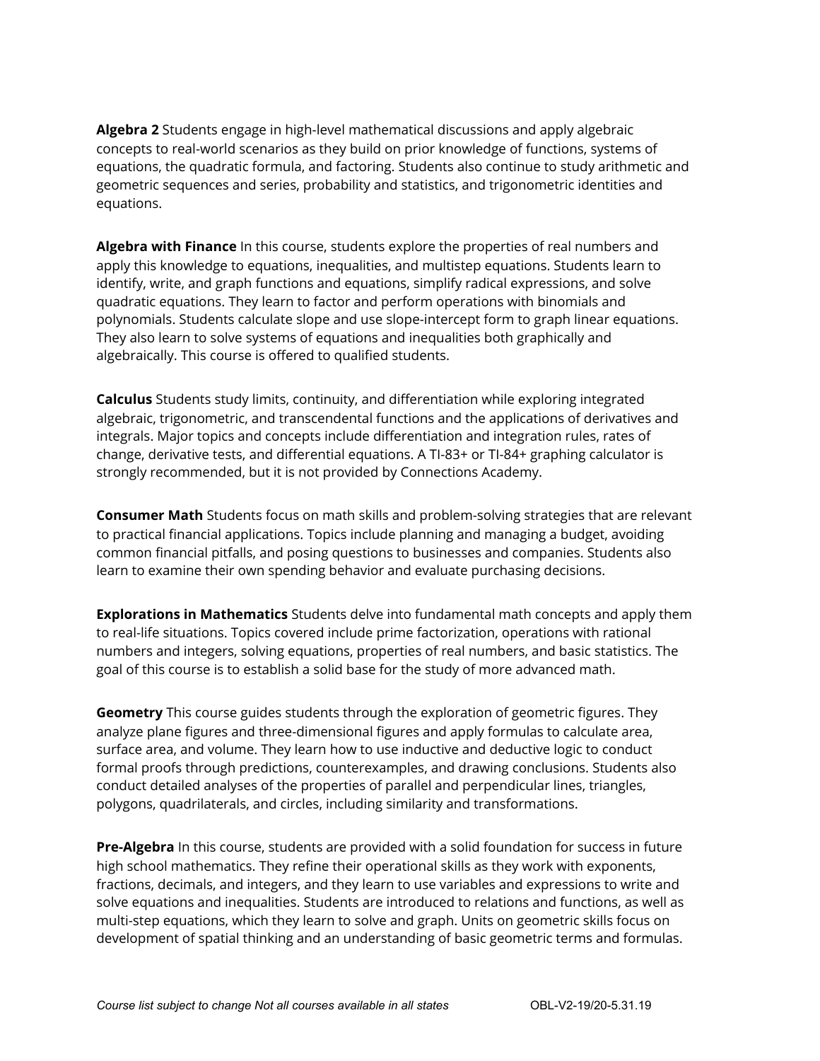**Algebra 2** Students engage in high-level mathematical discussions and apply algebraic concepts to real-world scenarios as they build on prior knowledge of functions, systems of equations, the quadratic formula, and factoring. Students also continue to study arithmetic and geometric sequences and series, probability and statistics, and trigonometric identities and equations.

**Algebra with Finance** In this course, students explore the properties of real numbers and apply this knowledge to equations, inequalities, and multistep equations. Students learn to identify, write, and graph functions and equations, simplify radical expressions, and solve quadratic equations. They learn to factor and perform operations with binomials and polynomials. Students calculate slope and use slope-intercept form to graph linear equations. They also learn to solve systems of equations and inequalities both graphically and algebraically. This course is offered to qualified students.

**Calculus** Students study limits, continuity, and differentiation while exploring integrated algebraic, trigonometric, and transcendental functions and the applications of derivatives and integrals. Major topics and concepts include differentiation and integration rules, rates of change, derivative tests, and differential equations. A TI-83+ or TI-84+ graphing calculator is strongly recommended, but it is not provided by Connections Academy.

**Consumer Math** Students focus on math skills and problem-solving strategies that are relevant to practical financial applications. Topics include planning and managing a budget, avoiding common financial pitfalls, and posing questions to businesses and companies. Students also learn to examine their own spending behavior and evaluate purchasing decisions.

**Explorations in Mathematics** Students delve into fundamental math concepts and apply them to real-life situations. Topics covered include prime factorization, operations with rational numbers and integers, solving equations, properties of real numbers, and basic statistics. The goal of this course is to establish a solid base for the study of more advanced math.

**Geometry** This course guides students through the exploration of geometric figures. They analyze plane figures and three-dimensional figures and apply formulas to calculate area, surface area, and volume. They learn how to use inductive and deductive logic to conduct formal proofs through predictions, counterexamples, and drawing conclusions. Students also conduct detailed analyses of the properties of parallel and perpendicular lines, triangles, polygons, quadrilaterals, and circles, including similarity and transformations.

**Pre-Algebra** In this course, students are provided with a solid foundation for success in future high school mathematics. They refine their operational skills as they work with exponents, fractions, decimals, and integers, and they learn to use variables and expressions to write and solve equations and inequalities. Students are introduced to relations and functions, as well as multi-step equations, which they learn to solve and graph. Units on geometric skills focus on development of spatial thinking and an understanding of basic geometric terms and formulas.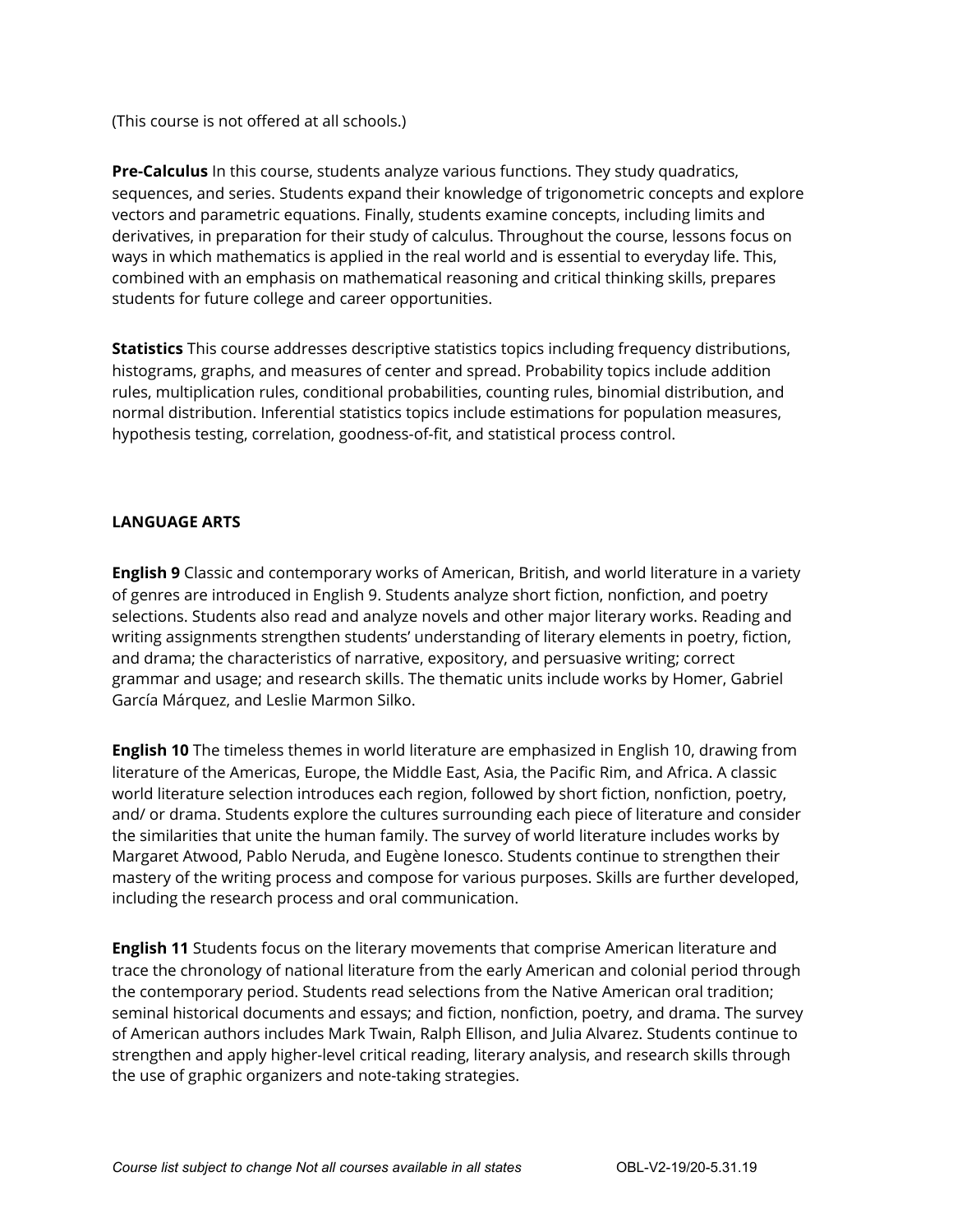(This course is not offered at all schools.)

**Pre-Calculus** In this course, students analyze various functions. They study quadratics, sequences, and series. Students expand their knowledge of trigonometric concepts and explore vectors and parametric equations. Finally, students examine concepts, including limits and derivatives, in preparation for their study of calculus. Throughout the course, lessons focus on ways in which mathematics is applied in the real world and is essential to everyday life. This, combined with an emphasis on mathematical reasoning and critical thinking skills, prepares students for future college and career opportunities.

**Statistics** This course addresses descriptive statistics topics including frequency distributions, histograms, graphs, and measures of center and spread. Probability topics include addition rules, multiplication rules, conditional probabilities, counting rules, binomial distribution, and normal distribution. Inferential statistics topics include estimations for population measures, hypothesis testing, correlation, goodness-of-fit, and statistical process control.

## LANGUAGE ARTS

**English 9** Classic and contemporary works of American, British, and world literature in a variety of genres are introduced in English 9. Students analyze short fiction, nonfiction, and poetry selections. Students also read and analyze novels and other major literary works. Reading and writing assignments strengthen students' understanding of literary elements in poetry, fiction, and drama; the characteristics of narrative, expository, and persuasive writing; correct grammar and usage; and research skills. The thematic units include works by Homer, Gabriel García Márquez, and Leslie Marmon Silko.

**English 10** The timeless themes in world literature are emphasized in English 10, drawing from literature of the Americas, Europe, the Middle East, Asia, the Pacific Rim, and Africa. A classic world literature selection introduces each region, followed by short fiction, nonfiction, poetry, and/ or drama. Students explore the cultures surrounding each piece of literature and consider the similarities that unite the human family. The survey of world literature includes works by Margaret Atwood, Pablo Neruda, and Eugène Ionesco. Students continue to strengthen their mastery of the writing process and compose for various purposes. Skills are further developed, including the research process and oral communication.

**English 11** Students focus on the literary movements that comprise American literature and trace the chronology of national literature from the early American and colonial period through the contemporary period. Students read selections from the Native American oral tradition; seminal historical documents and essays; and fiction, nonfiction, poetry, and drama. The survey of American authors includes Mark Twain, Ralph Ellison, and Julia Alvarez. Students continue to strengthen and apply higher-level critical reading, literary analysis, and research skills through the use of graphic organizers and note-taking strategies.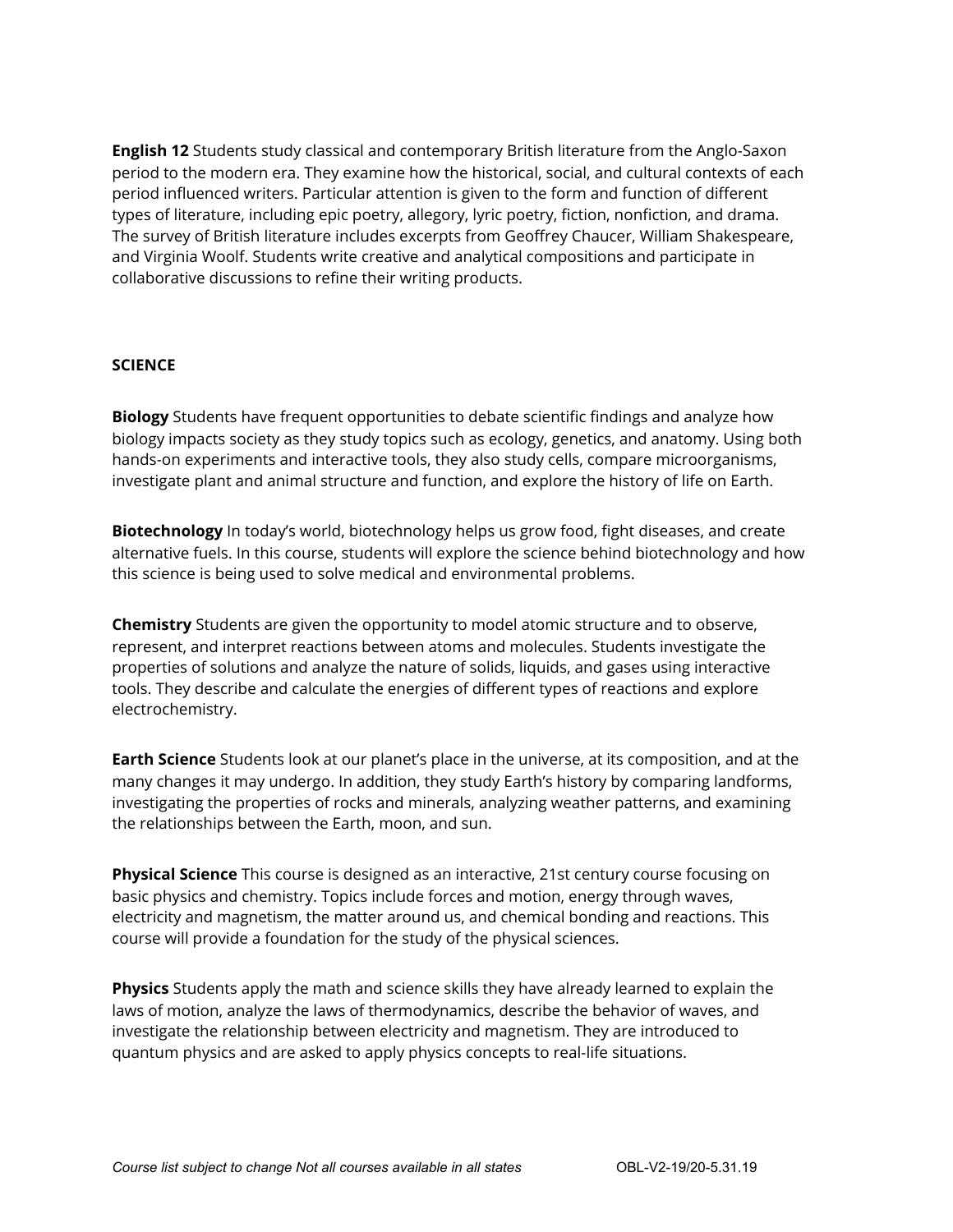**English 12** Students study classical and contemporary British literature from the Anglo-Saxon period to the modern era. They examine how the historical, social, and cultural contexts of each period influenced writers. Particular attention is given to the form and function of different types of literature, including epic poetry, allegory, lyric poetry, fiction, nonfiction, and drama. The survey of British literature includes excerpts from Geoffrey Chaucer, William Shakespeare, and Virginia Woolf. Students write creative and analytical compositions and participate in collaborative discussions to refine their writing products.

## SCIENCE

**Biology** Students have frequent opportunities to debate scientific findings and analyze how biology impacts society as they study topics such as ecology, genetics, and anatomy. Using both hands-on experiments and interactive tools, they also study cells, compare microorganisms, investigate plant and animal structure and function, and explore the history of life on Earth.

**Biotechnology** In today's world, biotechnology helps us grow food, fight diseases, and create alternative fuels. In this course, students will explore the science behind biotechnology and how this science is being used to solve medical and environmental problems.

**Chemistry** Students are given the opportunity to model atomic structure and to observe, represent, and interpret reactions between atoms and molecules. Students investigate the properties of solutions and analyze the nature of solids, liquids, and gases using interactive tools. They describe and calculate the energies of different types of reactions and explore electrochemistry.

**Earth Science** Students look at our planet's place in the universe, at its composition, and at the many changes it may undergo. In addition, they study Earth's history by comparing landforms, investigating the properties of rocks and minerals, analyzing weather patterns, and examining the relationships between the Earth, moon, and sun.

**Physical Science** This course is designed as an interactive, 21st century course focusing on basic physics and chemistry. Topics include forces and motion, energy through waves, electricity and magnetism, the matter around us, and chemical bonding and reactions. This course will provide a foundation for the study of the physical sciences.

**Physics** Students apply the math and science skills they have already learned to explain the laws of motion, analyze the laws of thermodynamics, describe the behavior of waves, and investigate the relationship between electricity and magnetism. They are introduced to quantum physics and are asked to apply physics concepts to real-life situations.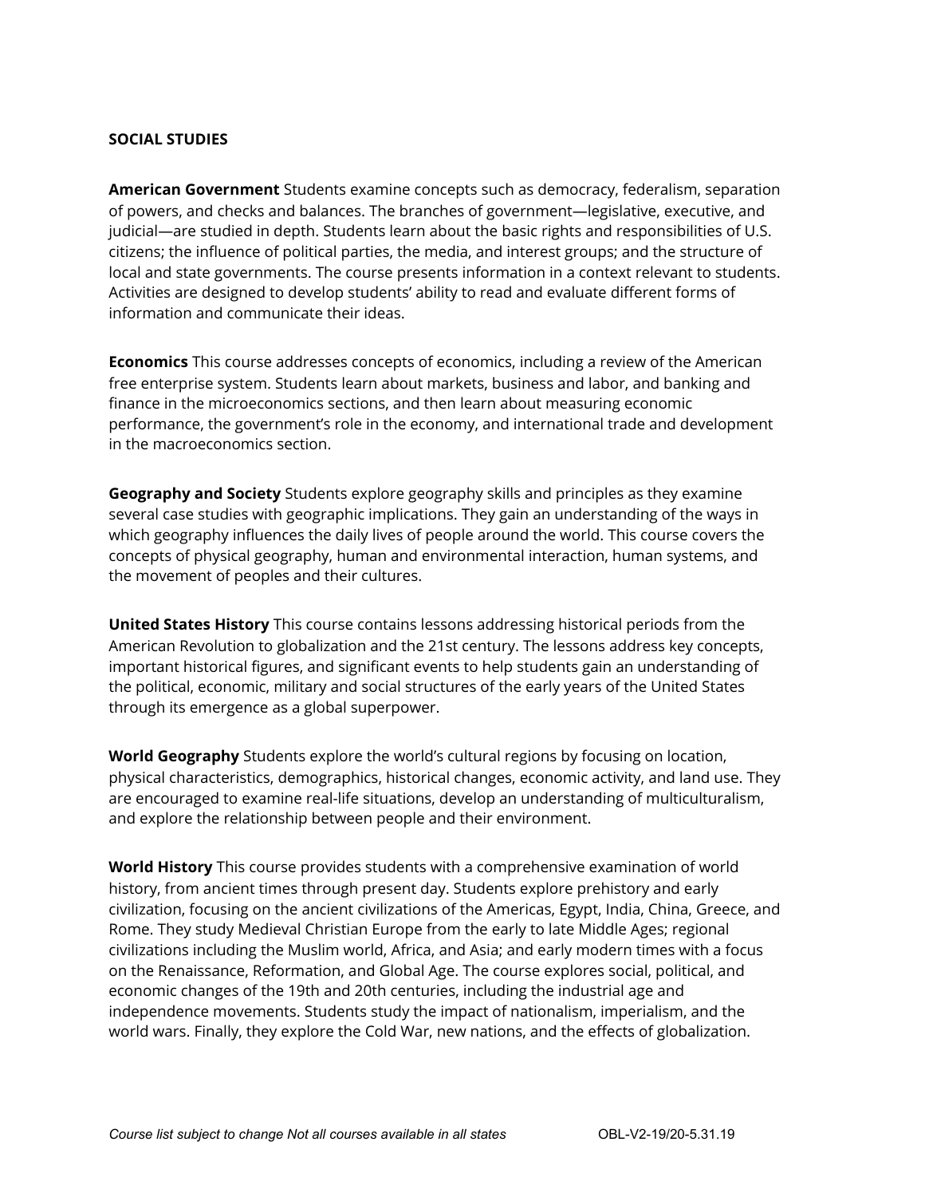## SOCIAL STUDIES

**American Government** Students examine concepts such as democracy, federalism, separation of powers, and checks and balances. The branches of government—legislative, executive, and judicial—are studied in depth. Students learn about the basic rights and responsibilities of U.S. citizens; the influence of political parties, the media, and interest groups; and the structure of local and state governments. The course presents information in a context relevant to students. Activities are designed to develop students' ability to read and evaluate different forms of information and communicate their ideas.

**Economics** This course addresses concepts of economics, including a review of the American free enterprise system. Students learn about markets, business and labor, and banking and finance in the microeconomics sections, and then learn about measuring economic performance, the government's role in the economy, and international trade and development in the macroeconomics section.

**Geography and Society** Students explore geography skills and principles as they examine several case studies with geographic implications. They gain an understanding of the ways in which geography influences the daily lives of people around the world. This course covers the concepts of physical geography, human and environmental interaction, human systems, and the movement of peoples and their cultures.

**United States History** This course contains lessons addressing historical periods from the American Revolution to globalization and the 21st century. The lessons address key concepts, important historical figures, and significant events to help students gain an understanding of the political, economic, military and social structures of the early years of the United States through its emergence as a global superpower.

**World Geography** Students explore the world's cultural regions by focusing on location, physical characteristics, demographics, historical changes, economic activity, and land use. They are encouraged to examine real-life situations, develop an understanding of multiculturalism, and explore the relationship between people and their environment.

**World History** This course provides students with a comprehensive examination of world history, from ancient times through present day. Students explore prehistory and early civilization, focusing on the ancient civilizations of the Americas, Egypt, India, China, Greece, and Rome. They study Medieval Christian Europe from the early to late Middle Ages; regional civilizations including the Muslim world, Africa, and Asia; and early modern times with a focus on the Renaissance, Reformation, and Global Age. The course explores social, political, and economic changes of the 19th and 20th centuries, including the industrial age and independence movements. Students study the impact of nationalism, imperialism, and the world wars. Finally, they explore the Cold War, new nations, and the effects of globalization.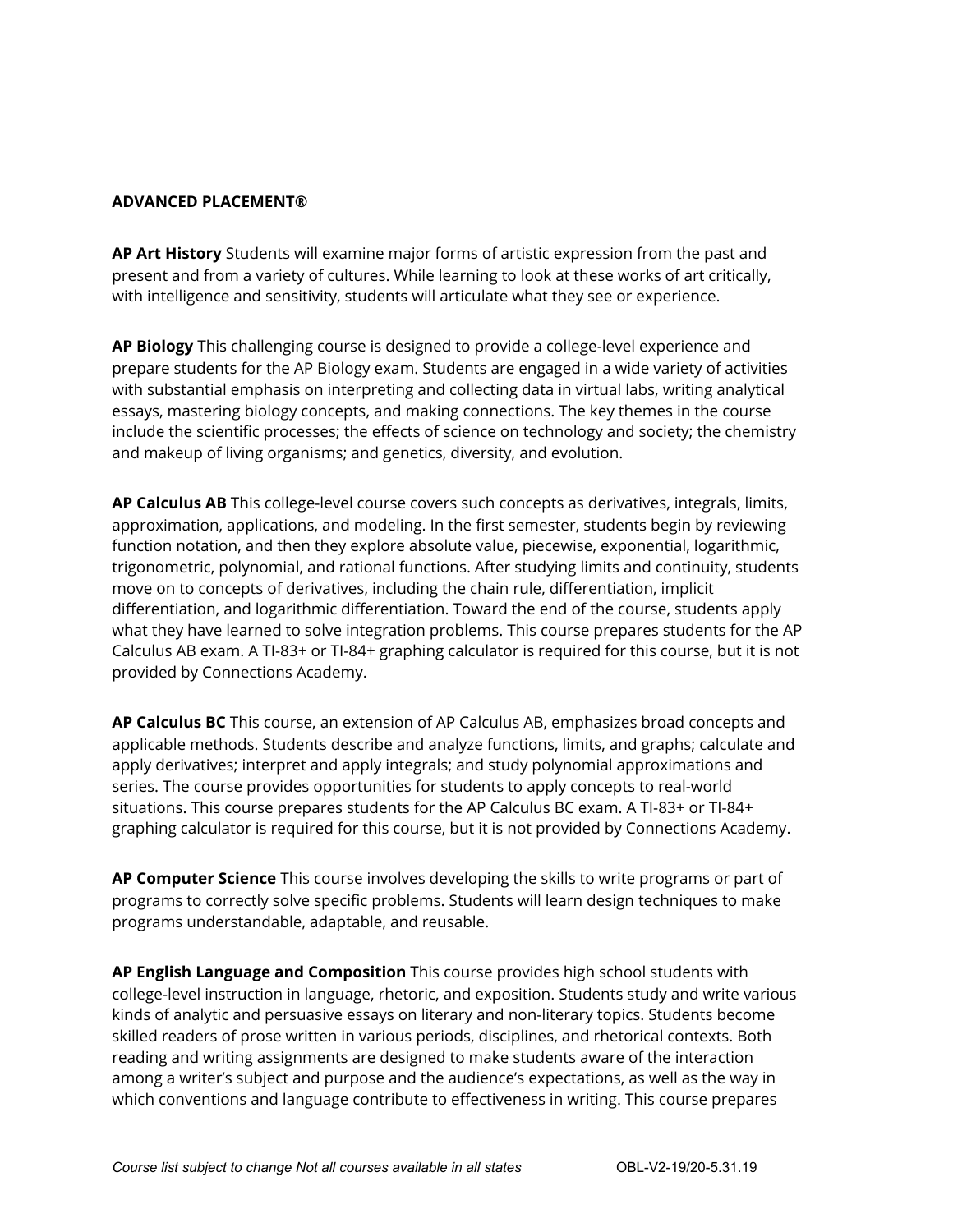## ADVANCED PLACEMENT®

**AP Art History** Students will examine major forms of artistic expression from the past and present and from a variety of cultures. While learning to look at these works of art critically, with intelligence and sensitivity, students will articulate what they see or experience.

**AP Biology** This challenging course is designed to provide a college-level experience and prepare students for the AP Biology exam. Students are engaged in a wide variety of activities with substantial emphasis on interpreting and collecting data in virtual labs, writing analytical essays, mastering biology concepts, and making connections. The key themes in the course include the scientific processes; the effects of science on technology and society; the chemistry and makeup of living organisms; and genetics, diversity, and evolution.

**AP Calculus AB** This college-level course covers such concepts as derivatives, integrals, limits, approximation, applications, and modeling. In the first semester, students begin by reviewing function notation, and then they explore absolute value, piecewise, exponential, logarithmic, trigonometric, polynomial, and rational functions. After studying limits and continuity, students move on to concepts of derivatives, including the chain rule, differentiation, implicit differentiation, and logarithmic differentiation. Toward the end of the course, students apply what they have learned to solve integration problems. This course prepares students for the AP Calculus AB exam. A TI-83+ or TI-84+ graphing calculator is required for this course, but it is not provided by Connections Academy.

**AP Calculus BC** This course, an extension of AP Calculus AB, emphasizes broad concepts and applicable methods. Students describe and analyze functions, limits, and graphs; calculate and apply derivatives; interpret and apply integrals; and study polynomial approximations and series. The course provides opportunities for students to apply concepts to real-world situations. This course prepares students for the AP Calculus BC exam. A TI-83+ or TI-84+ graphing calculator is required for this course, but it is not provided by Connections Academy.

**AP Computer Science** This course involves developing the skills to write programs or part of programs to correctly solve specific problems. Students will learn design techniques to make programs understandable, adaptable, and reusable.

**AP English Language and Composition** This course provides high school students with college-level instruction in language, rhetoric, and exposition. Students study and write various kinds of analytic and persuasive essays on literary and non-literary topics. Students become skilled readers of prose written in various periods, disciplines, and rhetorical contexts. Both reading and writing assignments are designed to make students aware of the interaction among a writer's subject and purpose and the audience's expectations, as well as the way in which conventions and language contribute to effectiveness in writing. This course prepares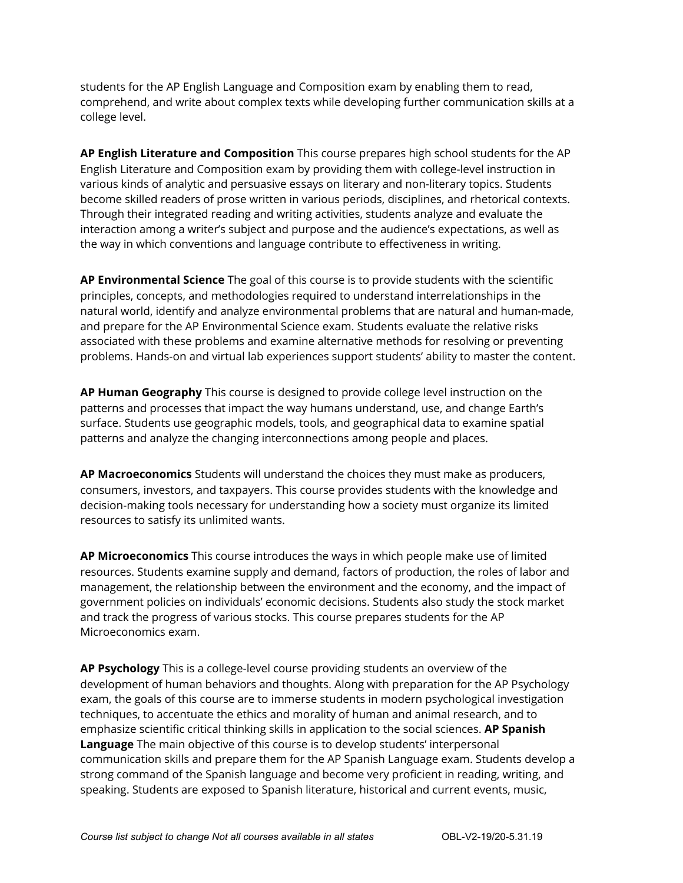students for the AP English Language and Composition exam by enabling them to read, comprehend, and write about complex texts while developing further communication skills at a college level.

**AP English Literature and Composition** This course prepares high school students for the AP English Literature and Composition exam by providing them with college-level instruction in various kinds of analytic and persuasive essays on literary and non-literary topics. Students become skilled readers of prose written in various periods, disciplines, and rhetorical contexts. Through their integrated reading and writing activities, students analyze and evaluate the interaction among a writer's subject and purpose and the audience's expectations, as well as the way in which conventions and language contribute to effectiveness in writing.

**AP Environmental Science** The goal of this course is to provide students with the scientific principles, concepts, and methodologies required to understand interrelationships in the natural world, identify and analyze environmental problems that are natural and human-made, and prepare for the AP Environmental Science exam. Students evaluate the relative risks associated with these problems and examine alternative methods for resolving or preventing problems. Hands-on and virtual lab experiences support students' ability to master the content.

**AP Human Geography** This course is designed to provide college level instruction on the patterns and processes that impact the way humans understand, use, and change Earth's surface. Students use geographic models, tools, and geographical data to examine spatial patterns and analyze the changing interconnections among people and places.

**AP Macroeconomics** Students will understand the choices they must make as producers, consumers, investors, and taxpayers. This course provides students with the knowledge and decision-making tools necessary for understanding how a society must organize its limited resources to satisfy its unlimited wants.

**AP Microeconomics** This course introduces the ways in which people make use of limited resources. Students examine supply and demand, factors of production, the roles of labor and management, the relationship between the environment and the economy, and the impact of government policies on individuals' economic decisions. Students also study the stock market and track the progress of various stocks. This course prepares students for the AP Microeconomics exam.

**AP Psychology** This is a college-level course providing students an overview of the development of human behaviors and thoughts. Along with preparation for the AP Psychology exam, the goals of this course are to immerse students in modern psychological investigation techniques, to accentuate the ethics and morality of human and animal research, and to emphasize scientific critical thinking skills in application to the social sciences. **AP Spanish Language** The main objective of this course is to develop students' interpersonal communication skills and prepare them for the AP Spanish Language exam. Students develop a strong command of the Spanish language and become very proficient in reading, writing, and speaking. Students are exposed to Spanish literature, historical and current events, music,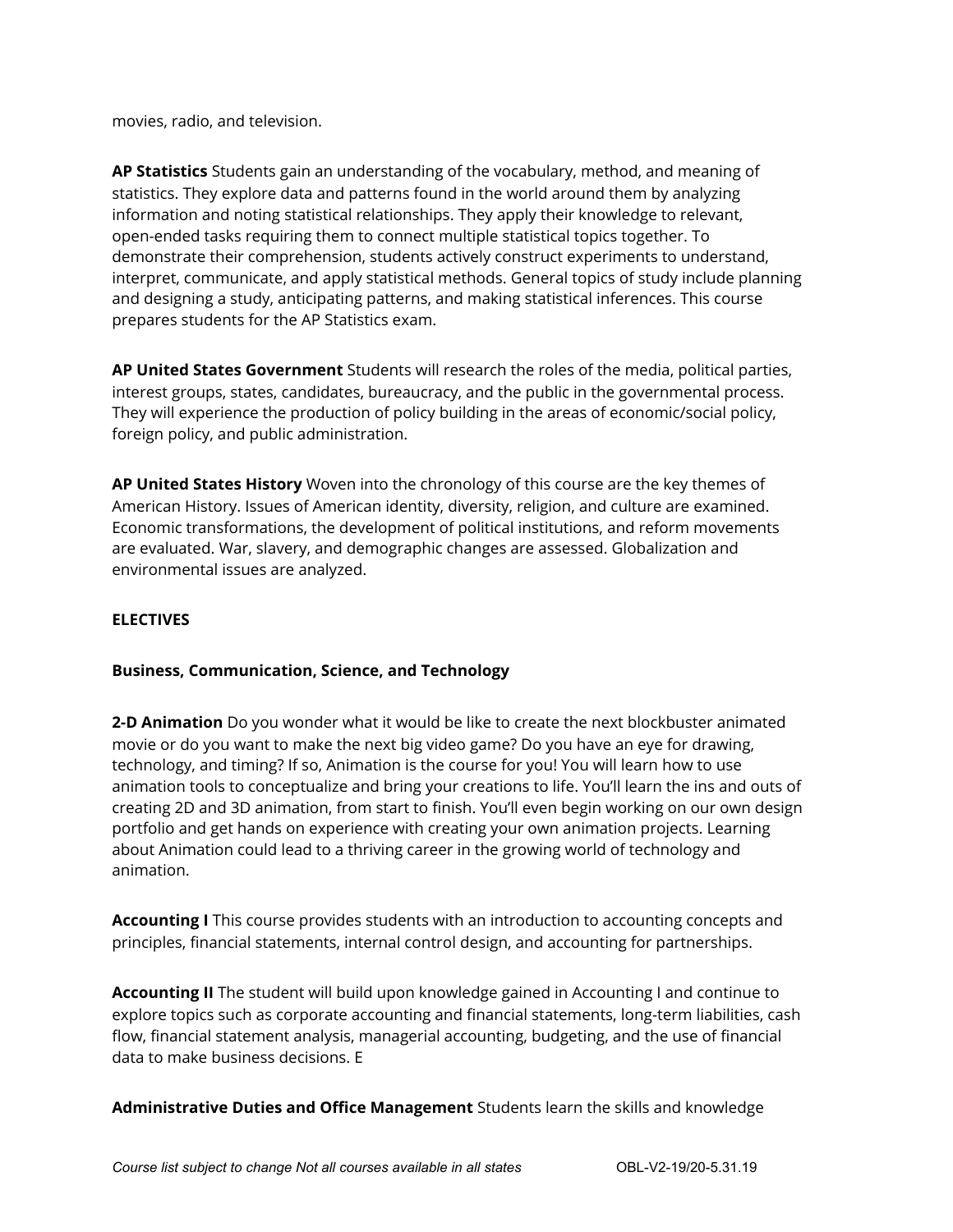movies, radio, and television.

**AP Statistics** Students gain an understanding of the vocabulary, method, and meaning of statistics. They explore data and patterns found in the world around them by analyzing information and noting statistical relationships. They apply their knowledge to relevant, open-ended tasks requiring them to connect multiple statistical topics together. To demonstrate their comprehension, students actively construct experiments to understand, interpret, communicate, and apply statistical methods. General topics of study include planning and designing a study, anticipating patterns, and making statistical inferences. This course prepares students for the AP Statistics exam.

**AP United States Government** Students will research the roles of the media, political parties, interest groups, states, candidates, bureaucracy, and the public in the governmental process. They will experience the production of policy building in the areas of economic/social policy, foreign policy, and public administration.

**AP United States History** Woven into the chronology of this course are the key themes of American History. Issues of American identity, diversity, religion, and culture are examined. Economic transformations, the development of political institutions, and reform movements are evaluated. War, slavery, and demographic changes are assessed. Globalization and environmental issues are analyzed.

**ELECTIVES**

**Business, Communication, Science, and Technology**

**2-D Animation** Do you wonder what it would be like to create the next blockbuster animated movie or do you want to make the next big video game? Do you have an eye for drawing, technology, and timing? If so, Animation is the course for you! You will learn how to use animation tools to conceptualize and bring your creations to life. You'll learn the ins and outs of creating 2D and 3D animation, from start to finish. You'll even begin working on our own design portfolio and get hands on experience with creating your own animation projects. Learning about Animation could lead to a thriving career in the growing world of technology and animation.

**Accounting I** This course provides students with an introduction to accounting concepts and principles, financial statements, internal control design, and accounting for partnerships.

**Accounting II** The student will build upon knowledge gained in Accounting I and continue to explore topics such as corporate accounting and financial statements, long-term liabilities, cash flow, financial statement analysis, managerial accounting, budgeting, and the use of financial data to make business decisions. E

**Administrative Duties and Office Management** Students learn the skills and knowledge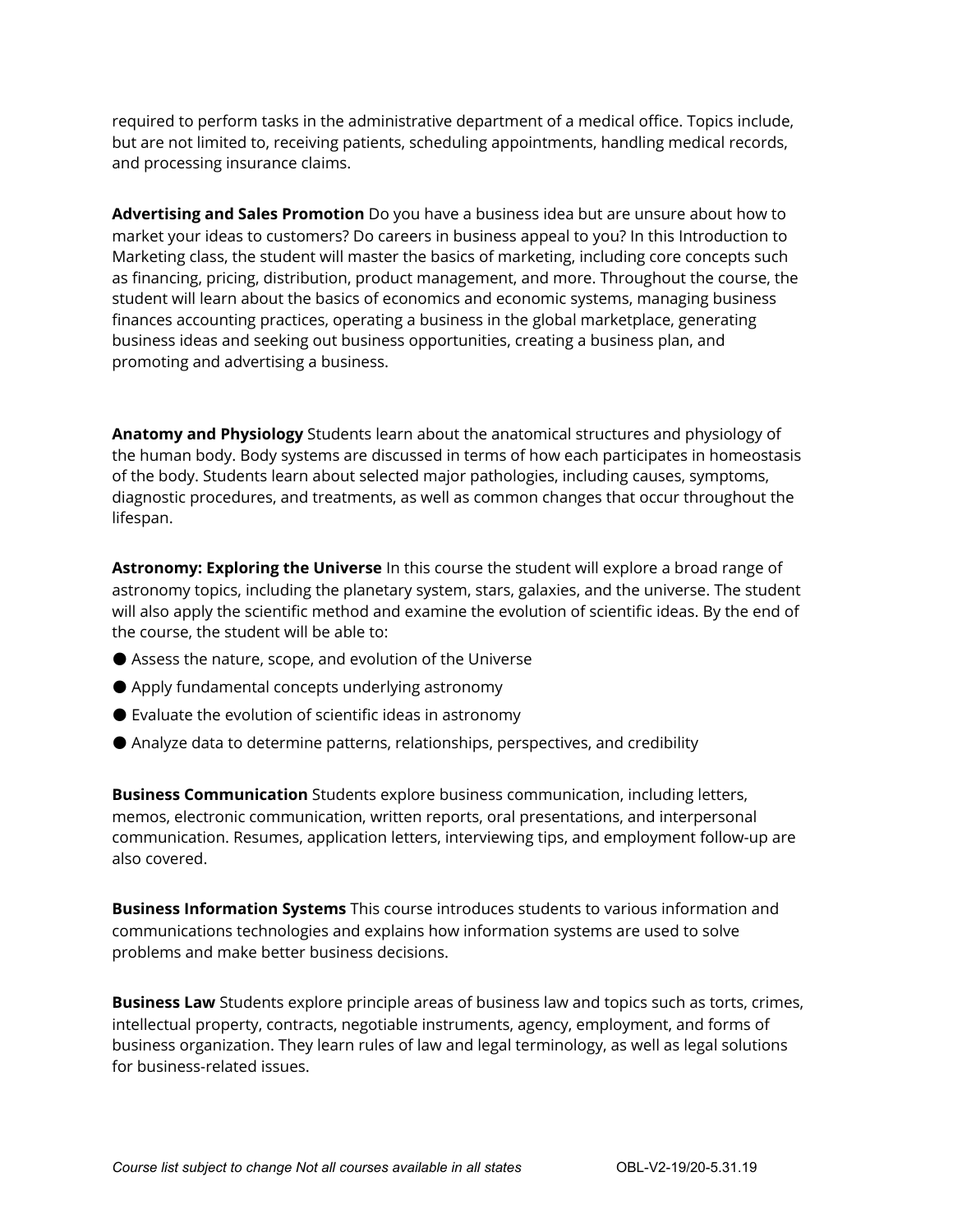required to perform tasks in the administrative department of a medical office. Topics include, but are not limited to, receiving patients, scheduling appointments, handling medical records, and processing insurance claims.

**Advertising and Sales Promotion** Do you have a business idea but are unsure about how to market your ideas to customers? Do careers in business appeal to you? In this Introduction to Marketing class, the student will master the basics of marketing, including core concepts such as financing, pricing, distribution, product management, and more. Throughout the course, the student will learn about the basics of economics and economic systems, managing business finances accounting practices, operating a business in the global marketplace, generating business ideas and seeking out business opportunities, creating a business plan, and promoting and advertising a business.

**Anatomy and Physiology** Students learn about the anatomical structures and physiology of the human body. Body systems are discussed in terms of how each participates in homeostasis of the body. Students learn about selected major pathologies, including causes, symptoms, diagnostic procedures, and treatments, as well as common changes that occur throughout the lifespan.

**Astronomy: Exploring the Universe** In this course the student will explore a broad range of astronomy topics, including the planetary system, stars, galaxies, and the universe. The student will also apply the scientific method and examine the evolution of scientific ideas. By the end of the course, the student will be able to:

- Assess the nature, scope, and evolution of the Universe
- Apply fundamental concepts underlying astronomy
- Evaluate the evolution of scientific ideas in astronomy
- Analyze data to determine patterns, relationships, perspectives, and credibility

**Business Communication** Students explore business communication, including letters, memos, electronic communication, written reports, oral presentations, and interpersonal communication. Resumes, application letters, interviewing tips, and employment follow-up are also covered.

**Business Information Systems** This course introduces students to various information and communications technologies and explains how information systems are used to solve problems and make better business decisions.

**Business Law** Students explore principle areas of business law and topics such as torts, crimes, intellectual property, contracts, negotiable instruments, agency, employment, and forms of business organization. They learn rules of law and legal terminology, as well as legal solutions for business-related issues.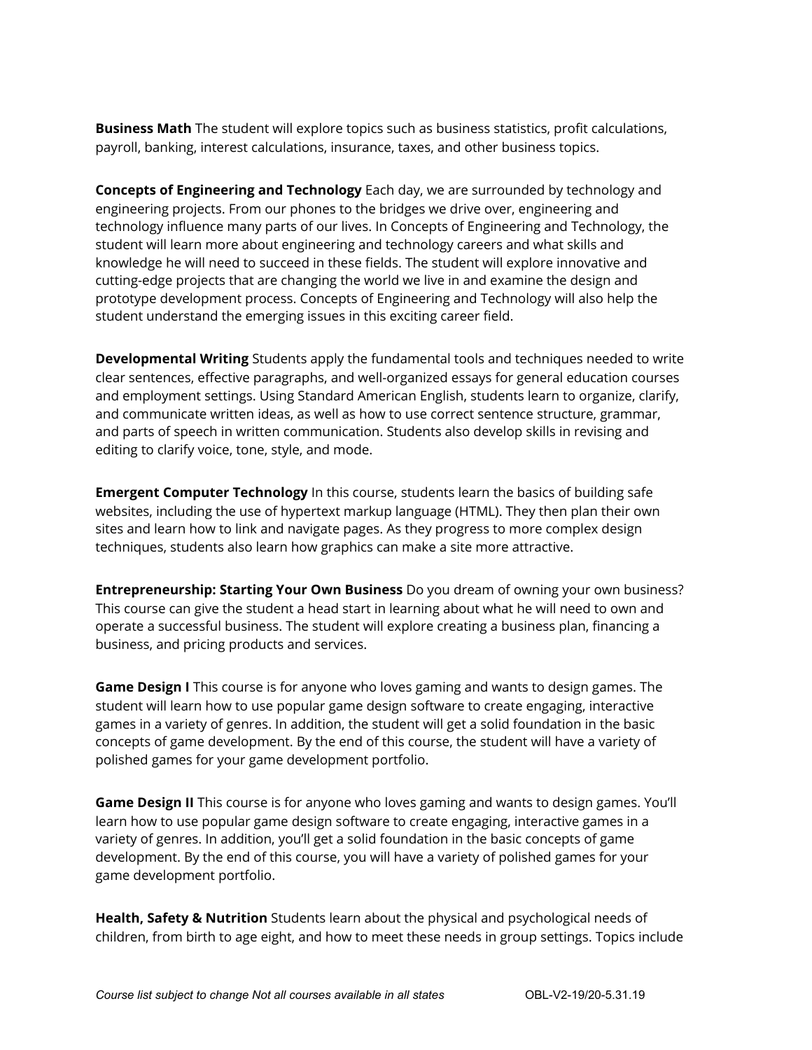**Business Math** The student will explore topics such as business statistics, profit calculations, payroll, banking, interest calculations, insurance, taxes, and other business topics.

**Concepts of Engineering and Technology** Each day, we are surrounded by technology and engineering projects. From our phones to the bridges we drive over, engineering and technology influence many parts of our lives. In Concepts of Engineering and Technology, the student will learn more about engineering and technology careers and what skills and knowledge he will need to succeed in these fields. The student will explore innovative and cutting-edge projects that are changing the world we live in and examine the design and prototype development process. Concepts of Engineering and Technology will also help the student understand the emerging issues in this exciting career field.

**Developmental Writing** Students apply the fundamental tools and techniques needed to write clear sentences, effective paragraphs, and well-organized essays for general education courses and employment settings. Using Standard American English, students learn to organize, clarify, and communicate written ideas, as well as how to use correct sentence structure, grammar, and parts of speech in written communication. Students also develop skills in revising and editing to clarify voice, tone, style, and mode.

**Emergent Computer Technology** In this course, students learn the basics of building safe websites, including the use of hypertext markup language (HTML). They then plan their own sites and learn how to link and navigate pages. As they progress to more complex design techniques, students also learn how graphics can make a site more attractive.

**Entrepreneurship: Starting Your Own Business** Do you dream of owning your own business? This course can give the student a head start in learning about what he will need to own and operate a successful business. The student will explore creating a business plan, financing a business, and pricing products and services.

**Game Design I** This course is for anyone who loves gaming and wants to design games. The student will learn how to use popular game design software to create engaging, interactive games in a variety of genres. In addition, the student will get a solid foundation in the basic concepts of game development. By the end of this course, the student will have a variety of polished games for your game development portfolio.

**Game Design II** This course is for anyone who loves gaming and wants to design games. You'll learn how to use popular game design software to create engaging, interactive games in a variety of genres. In addition, you'll get a solid foundation in the basic concepts of game development. By the end of this course, you will have a variety of polished games for your game development portfolio.

**Health, Safety & Nutrition** Students learn about the physical and psychological needs of children, from birth to age eight, and how to meet these needs in group settings. Topics include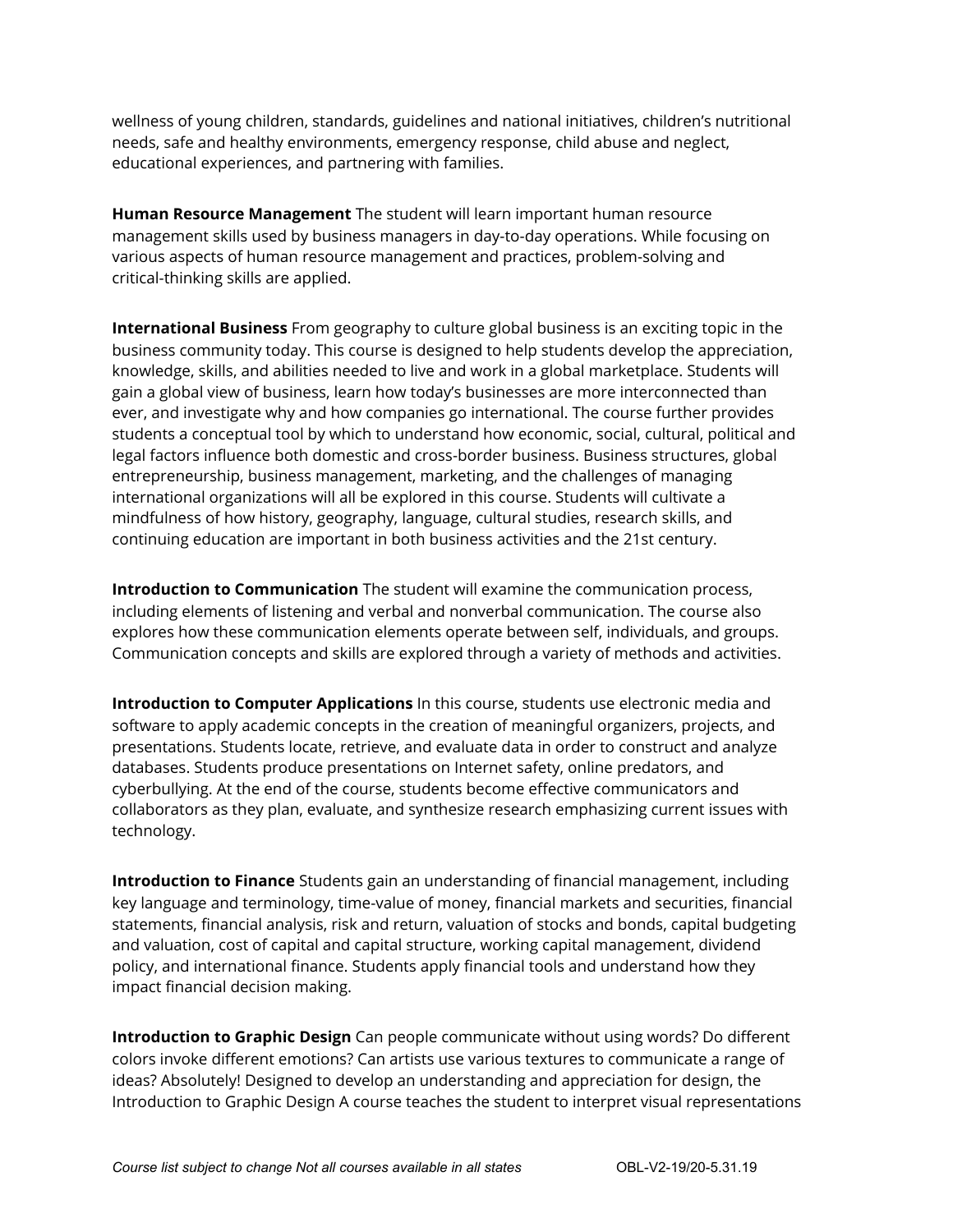wellness of young children, standards, guidelines and national initiatives, children's nutritional needs, safe and healthy environments, emergency response, child abuse and neglect, educational experiences, and partnering with families.

**Human Resource Management** The student will learn important human resource management skills used by business managers in day-to-day operations. While focusing on various aspects of human resource management and practices, problem-solving and critical-thinking skills are applied.

**International Business** From geography to culture global business is an exciting topic in the business community today. This course is designed to help students develop the appreciation, knowledge, skills, and abilities needed to live and work in a global marketplace. Students will gain a global view of business, learn how today's businesses are more interconnected than ever, and investigate why and how companies go international. The course further provides students a conceptual tool by which to understand how economic, social, cultural, political and legal factors influence both domestic and cross-border business. Business structures, global entrepreneurship, business management, marketing, and the challenges of managing international organizations will all be explored in this course. Students will cultivate a mindfulness of how history, geography, language, cultural studies, research skills, and continuing education are important in both business activities and the 21st century.

**Introduction to Communication** The student will examine the communication process, including elements of listening and verbal and nonverbal communication. The course also explores how these communication elements operate between self, individuals, and groups. Communication concepts and skills are explored through a variety of methods and activities.

**Introduction to Computer Applications** In this course, students use electronic media and software to apply academic concepts in the creation of meaningful organizers, projects, and presentations. Students locate, retrieve, and evaluate data in order to construct and analyze databases. Students produce presentations on Internet safety, online predators, and cyberbullying. At the end of the course, students become effective communicators and collaborators as they plan, evaluate, and synthesize research emphasizing current issues with technology.

**Introduction to Finance** Students gain an understanding of financial management, including key language and terminology, time-value of money, financial markets and securities, financial statements, financial analysis, risk and return, valuation of stocks and bonds, capital budgeting and valuation, cost of capital and capital structure, working capital management, dividend policy, and international finance. Students apply financial tools and understand how they impact financial decision making.

**Introduction to Graphic Design** Can people communicate without using words? Do different colors invoke different emotions? Can artists use various textures to communicate a range of ideas? Absolutely! Designed to develop an understanding and appreciation for design, the Introduction to Graphic Design A course teaches the student to interpret visual representations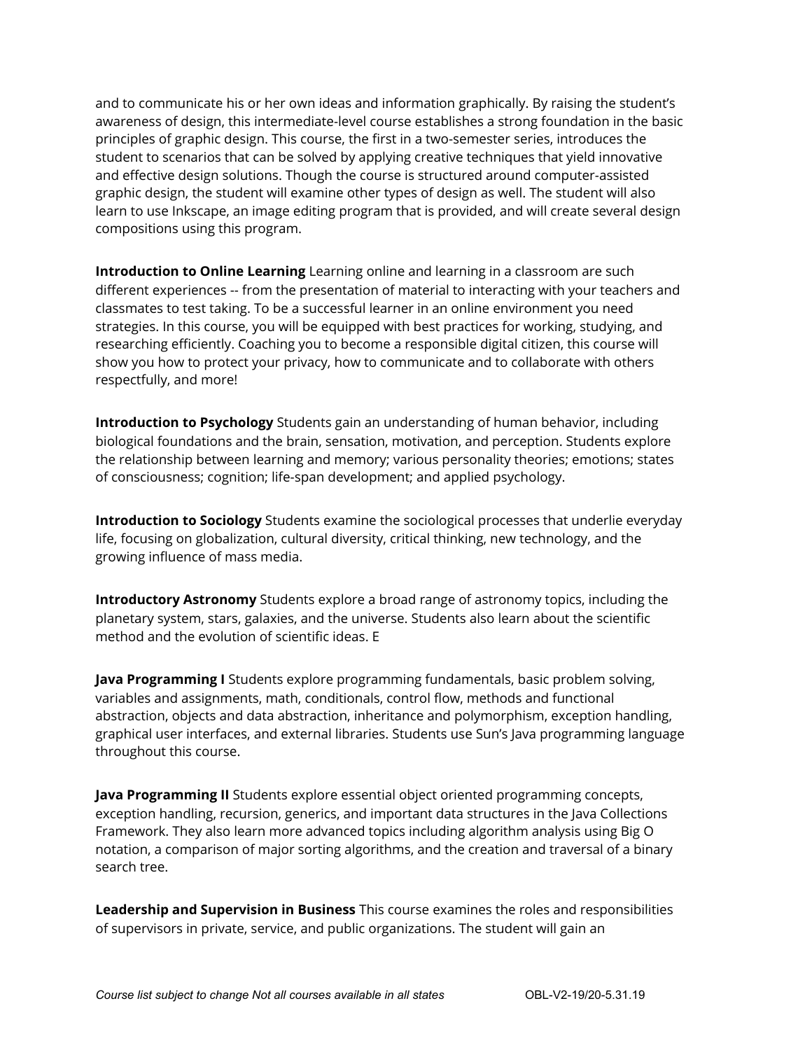and to communicate his or her own ideas and information graphically. By raising the student's awareness of design, this intermediate-level course establishes a strong foundation in the basic principles of graphic design. This course, the first in a two-semester series, introduces the student to scenarios that can be solved by applying creative techniques that yield innovative and effective design solutions. Though the course is structured around computer-assisted graphic design, the student will examine other types of design as well. The student will also learn to use Inkscape, an image editing program that is provided, and will create several design compositions using this program.

**Introduction to Online Learning** Learning online and learning in a classroom are such different experiences -- from the presentation of material to interacting with your teachers and classmates to test taking. To be a successful learner in an online environment you need strategies. In this course, you will be equipped with best practices for working, studying, and researching efficiently. Coaching you to become a responsible digital citizen, this course will show you how to protect your privacy, how to communicate and to collaborate with others respectfully, and more!

**Introduction to Psychology** Students gain an understanding of human behavior, including biological foundations and the brain, sensation, motivation, and perception. Students explore the relationship between learning and memory; various personality theories; emotions; states of consciousness; cognition; life-span development; and applied psychology.

**Introduction to Sociology** Students examine the sociological processes that underlie everyday life, focusing on globalization, cultural diversity, critical thinking, new technology, and the growing influence of mass media.

**Introductory Astronomy** Students explore a broad range of astronomy topics, including the planetary system, stars, galaxies, and the universe. Students also learn about the scientific method and the evolution of scientific ideas. E

**Java Programming I** Students explore programming fundamentals, basic problem solving, variables and assignments, math, conditionals, control flow, methods and functional abstraction, objects and data abstraction, inheritance and polymorphism, exception handling, graphical user interfaces, and external libraries. Students use Sun's Java programming language throughout this course.

**Java Programming II** Students explore essential object oriented programming concepts, exception handling, recursion, generics, and important data structures in the Java Collections Framework. They also learn more advanced topics including algorithm analysis using Big O notation, a comparison of major sorting algorithms, and the creation and traversal of a binary search tree.

**Leadership and Supervision in Business** This course examines the roles and responsibilities of supervisors in private, service, and public organizations. The student will gain an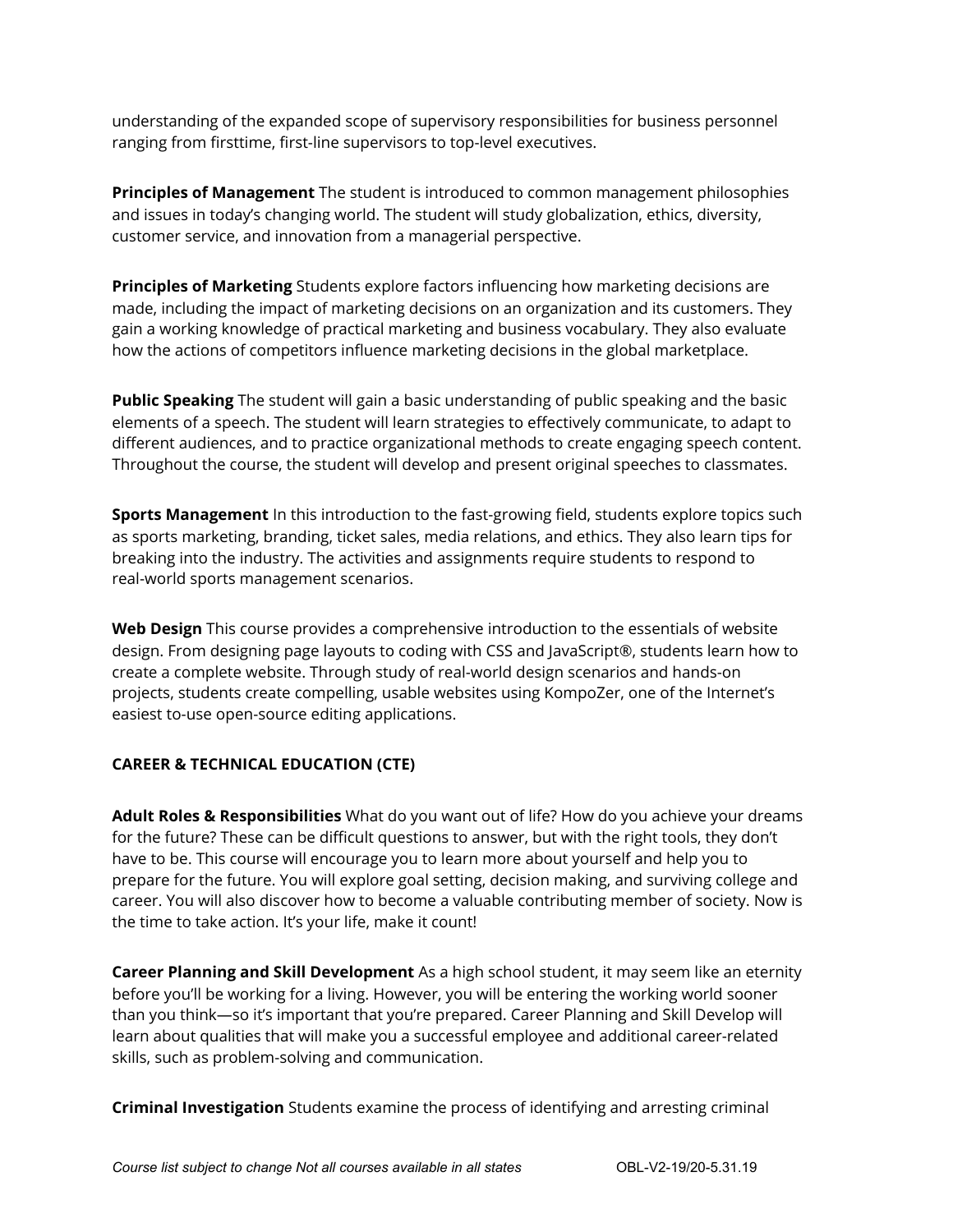understanding of the expanded scope of supervisory responsibilities for business personnel ranging from firsttime, first-line supervisors to top-level executives.

**Principles of Management** The student is introduced to common management philosophies and issues in today's changing world. The student will study globalization, ethics, diversity, customer service, and innovation from a managerial perspective.

**Principles of Marketing** Students explore factors influencing how marketing decisions are made, including the impact of marketing decisions on an organization and its customers. They gain a working knowledge of practical marketing and business vocabulary. They also evaluate how the actions of competitors influence marketing decisions in the global marketplace.

**Public Speaking** The student will gain a basic understanding of public speaking and the basic elements of a speech. The student will learn strategies to effectively communicate, to adapt to different audiences, and to practice organizational methods to create engaging speech content. Throughout the course, the student will develop and present original speeches to classmates.

**Sports Management** In this introduction to the fast-growing field, students explore topics such as sports marketing, branding, ticket sales, media relations, and ethics. They also learn tips for breaking into the industry. The activities and assignments require students to respond to real-world sports management scenarios.

**Web Design** This course provides a comprehensive introduction to the essentials of website design. From designing page layouts to coding with CSS and JavaScript®, students learn how to create a complete website. Through study of real-world design scenarios and hands-on projects, students create compelling, usable websites using KompoZer, one of the Internet's easiest to-use open-source editing applications.

**CAREER & TECHNICAL EDUCATION (CTE)**

**Adult Roles & Responsibilities** What do you want out of life? How do you achieve your dreams for the future? These can be difficult questions to answer, but with the right tools, they don't have to be. This course will encourage you to learn more about yourself and help you to prepare for the future. You will explore goal setting, decision making, and surviving college and career. You will also discover how to become a valuable contributing member of society. Now is the time to take action. It's your life, make it count!

**Career Planning and Skill Development** As a high school student, it may seem like an eternity before you'll be working for a living. However, you will be entering the working world sooner than you think—so it's important that you're prepared. Career Planning and Skill Develop will learn about qualities that will make you a successful employee and additional career-related skills, such as problem-solving and communication.

**Criminal Investigation** Students examine the process of identifying and arresting criminal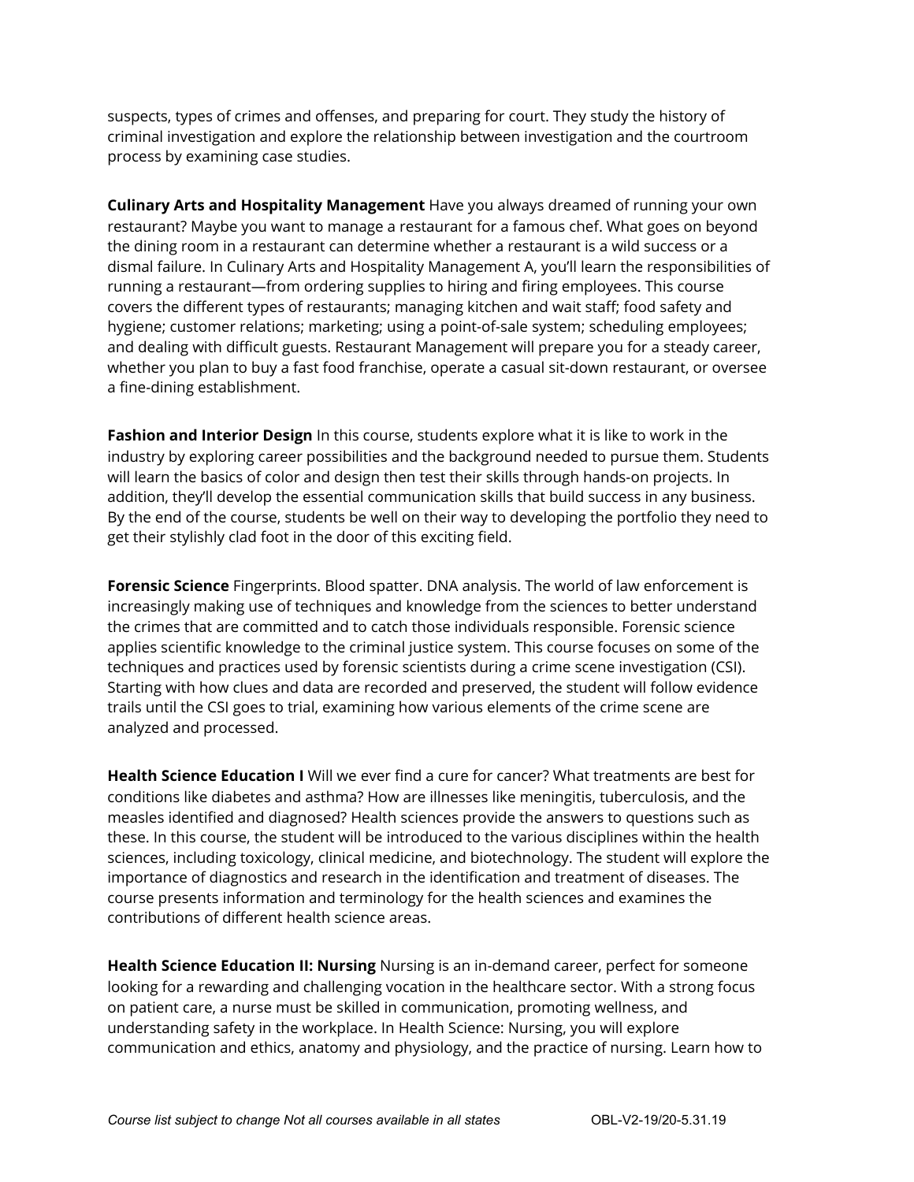suspects, types of crimes and offenses, and preparing for court. They study the history of criminal investigation and explore the relationship between investigation and the courtroom process by examining case studies.

**Culinary Arts and Hospitality Management** Have you always dreamed of running your own restaurant? Maybe you want to manage a restaurant for a famous chef. What goes on beyond the dining room in a restaurant can determine whether a restaurant is a wild success or a dismal failure. In Culinary Arts and Hospitality Management A, you'll learn the responsibilities of running a restaurant—from ordering supplies to hiring and firing employees. This course covers the different types of restaurants; managing kitchen and wait staff; food safety and hygiene; customer relations; marketing; using a point-of-sale system; scheduling employees; and dealing with difficult guests. Restaurant Management will prepare you for a steady career, whether you plan to buy a fast food franchise, operate a casual sit-down restaurant, or oversee a fine-dining establishment.

**Fashion and Interior Design** In this course, students explore what it is like to work in the industry by exploring career possibilities and the background needed to pursue them. Students will learn the basics of color and design then test their skills through hands-on projects. In addition, they'll develop the essential communication skills that build success in any business. By the end of the course, students be well on their way to developing the portfolio they need to get their stylishly clad foot in the door of this exciting field.

**Forensic Science** Fingerprints. Blood spatter. DNA analysis. The world of law enforcement is increasingly making use of techniques and knowledge from the sciences to better understand the crimes that are committed and to catch those individuals responsible. Forensic science applies scientific knowledge to the criminal justice system. This course focuses on some of the techniques and practices used by forensic scientists during a crime scene investigation (CSI). Starting with how clues and data are recorded and preserved, the student will follow evidence trails until the CSI goes to trial, examining how various elements of the crime scene are analyzed and processed.

**Health Science Education I** Will we ever find a cure for cancer? What treatments are best for conditions like diabetes and asthma? How are illnesses like meningitis, tuberculosis, and the measles identified and diagnosed? Health sciences provide the answers to questions such as these. In this course, the student will be introduced to the various disciplines within the health sciences, including toxicology, clinical medicine, and biotechnology. The student will explore the importance of diagnostics and research in the identification and treatment of diseases. The course presents information and terminology for the health sciences and examines the contributions of different health science areas.

**Health Science Education II: Nursing** Nursing is an in-demand career, perfect for someone looking for a rewarding and challenging vocation in the healthcare sector. With a strong focus on patient care, a nurse must be skilled in communication, promoting wellness, and understanding safety in the workplace. In Health Science: Nursing, you will explore communication and ethics, anatomy and physiology, and the practice of nursing. Learn how to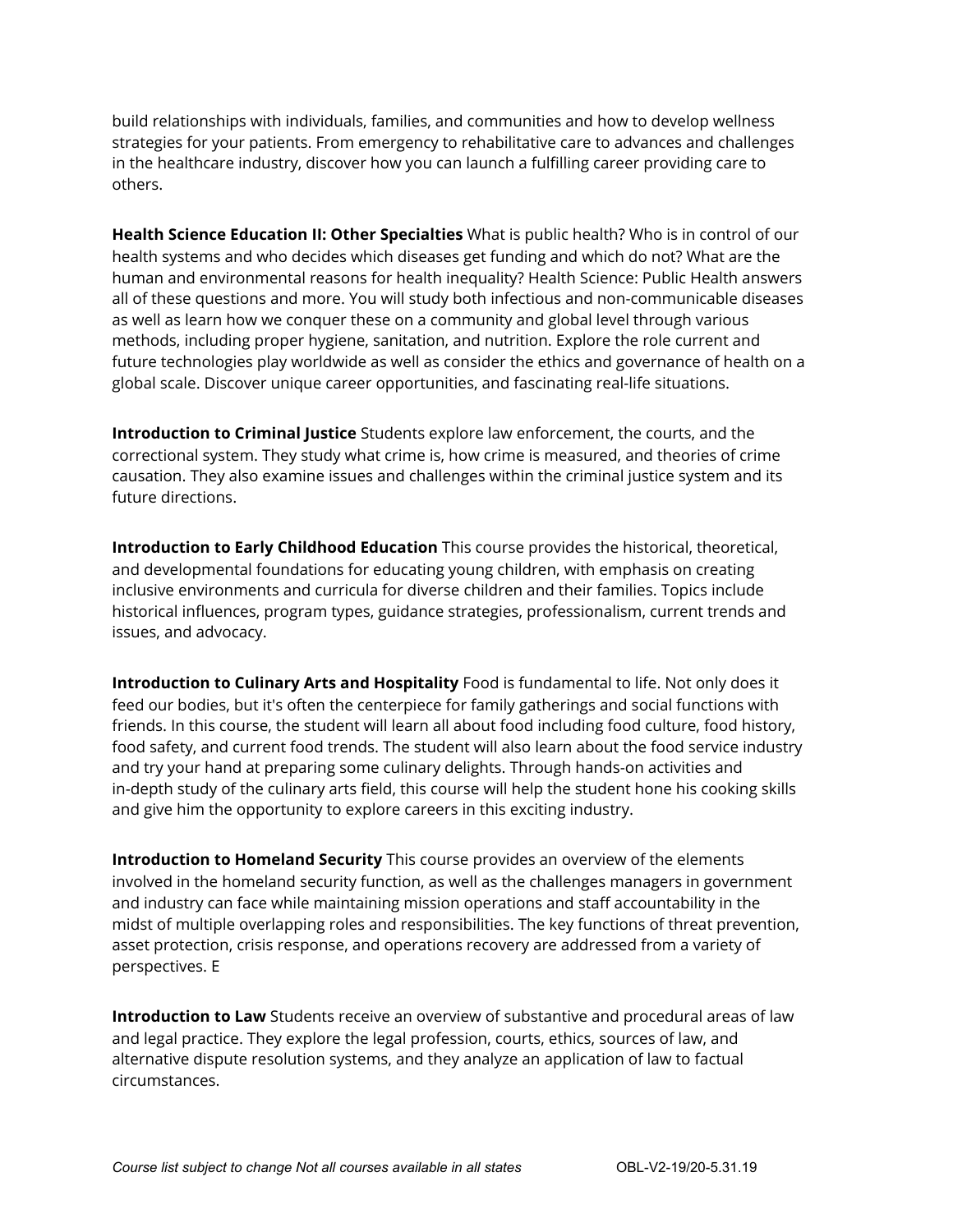build relationships with individuals, families, and communities and how to develop wellness strategies for your patients. From emergency to rehabilitative care to advances and challenges in the healthcare industry, discover how you can launch a fulfilling career providing care to others.

**Health Science Education II: Other Specialties** What is public health? Who is in control of our health systems and who decides which diseases get funding and which do not? What are the human and environmental reasons for health inequality? Health Science: Public Health answers all of these questions and more. You will study both infectious and non-communicable diseases as well as learn how we conquer these on a community and global level through various methods, including proper hygiene, sanitation, and nutrition. Explore the role current and future technologies play worldwide as well as consider the ethics and governance of health on a global scale. Discover unique career opportunities, and fascinating real-life situations.

**Introduction to Criminal Justice** Students explore law enforcement, the courts, and the correctional system. They study what crime is, how crime is measured, and theories of crime causation. They also examine issues and challenges within the criminal justice system and its future directions.

**Introduction to Early Childhood Education** This course provides the historical, theoretical, and developmental foundations for educating young children, with emphasis on creating inclusive environments and curricula for diverse children and their families. Topics include historical influences, program types, guidance strategies, professionalism, current trends and issues, and advocacy.

**Introduction to Culinary Arts and Hospitality** Food is fundamental to life. Not only does it feed our bodies, but it's often the centerpiece for family gatherings and social functions with friends. In this course, the student will learn all about food including food culture, food history, food safety, and current food trends. The student will also learn about the food service industry and try your hand at preparing some culinary delights. Through hands-on activities and in-depth study of the culinary arts field, this course will help the student hone his cooking skills and give him the opportunity to explore careers in this exciting industry.

**Introduction to Homeland Security** This course provides an overview of the elements involved in the homeland security function, as well as the challenges managers in government and industry can face while maintaining mission operations and staff accountability in the midst of multiple overlapping roles and responsibilities. The key functions of threat prevention, asset protection, crisis response, and operations recovery are addressed from a variety of perspectives. E

**Introduction to Law** Students receive an overview of substantive and procedural areas of law and legal practice. They explore the legal profession, courts, ethics, sources of law, and alternative dispute resolution systems, and they analyze an application of law to factual circumstances.

*Course list subject to change Not all courses available in all states* OBL-V2-19/20-5.31.19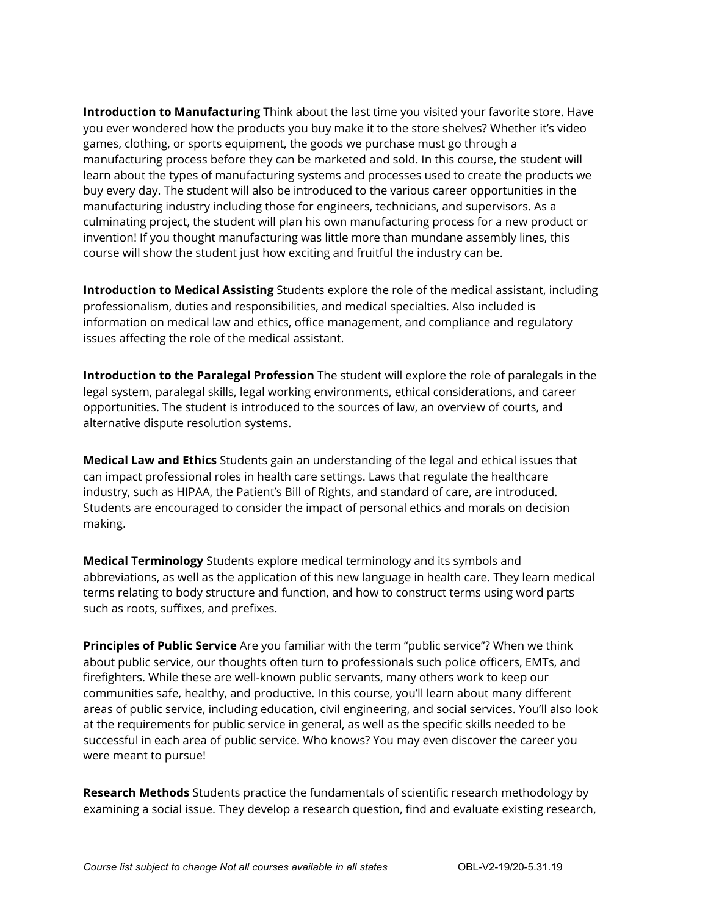**Introduction to Manufacturing** Think about the last time you visited your favorite store. Have you ever wondered how the products you buy make it to the store shelves? Whether it's video games, clothing, or sports equipment, the goods we purchase must go through a manufacturing process before they can be marketed and sold. In this course, the student will learn about the types of manufacturing systems and processes used to create the products we buy every day. The student will also be introduced to the various career opportunities in the manufacturing industry including those for engineers, technicians, and supervisors. As a culminating project, the student will plan his own manufacturing process for a new product or invention! If you thought manufacturing was little more than mundane assembly lines, this course will show the student just how exciting and fruitful the industry can be.

**Introduction to Medical Assisting** Students explore the role of the medical assistant, including professionalism, duties and responsibilities, and medical specialties. Also included is information on medical law and ethics, office management, and compliance and regulatory issues affecting the role of the medical assistant.

**Introduction to the Paralegal Profession** The student will explore the role of paralegals in the legal system, paralegal skills, legal working environments, ethical considerations, and career opportunities. The student is introduced to the sources of law, an overview of courts, and alternative dispute resolution systems.

**Medical Law and Ethics** Students gain an understanding of the legal and ethical issues that can impact professional roles in health care settings. Laws that regulate the healthcare industry, such as HIPAA, the Patient's Bill of Rights, and standard of care, are introduced. Students are encouraged to consider the impact of personal ethics and morals on decision making.

**Medical Terminology** Students explore medical terminology and its symbols and abbreviations, as well as the application of this new language in health care. They learn medical terms relating to body structure and function, and how to construct terms using word parts such as roots, suffixes, and prefixes.

**Principles of Public Service** Are you familiar with the term "public service"? When we think about public service, our thoughts often turn to professionals such police officers, EMTs, and firefighters. While these are well-known public servants, many others work to keep our communities safe, healthy, and productive. In this course, you'll learn about many different areas of public service, including education, civil engineering, and social services. You'll also look at the requirements for public service in general, as well as the specific skills needed to be successful in each area of public service. Who knows? You may even discover the career you were meant to pursue!

**Research Methods** Students practice the fundamentals of scientific research methodology by examining a social issue. They develop a research question, find and evaluate existing research,

*Course list subject to change Not all courses available in all states* OBL-V2-19/20-5.31.19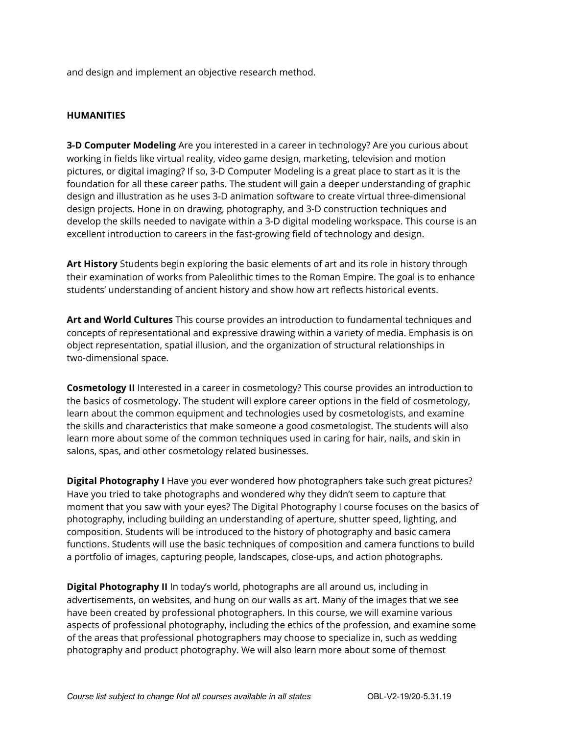and design and implement an objective research method.

## HUMANITIES

**3-D Computer Modeling** Are you interested in a career in technology? Are you curious about working in fields like virtual reality, video game design, marketing, television and motion pictures, or digital imaging? If so, 3-D Computer Modeling is a great place to start as it is the foundation for all these career paths. The student will gain a deeper understanding of graphic design and illustration as he uses 3-D animation software to create virtual three-dimensional design projects. Hone in on drawing, photography, and 3-D construction techniques and develop the skills needed to navigate within a 3-D digital modeling workspace. This course is an excellent introduction to careers in the fast-growing field of technology and design.

**Art History** Students begin exploring the basic elements of art and its role in history through their examination of works from Paleolithic times to the Roman Empire. The goal is to enhance students' understanding of ancient history and show how art reflects historical events.

**Art and World Cultures** This course provides an introduction to fundamental techniques and concepts of representational and expressive drawing within a variety of media. Emphasis is on object representation, spatial illusion, and the organization of structural relationships in two-dimensional space.

**Cosmetology II** Interested in a career in cosmetology? This course provides an introduction to the basics of cosmetology. The student will explore career options in the field of cosmetology, learn about the common equipment and technologies used by cosmetologists, and examine the skills and characteristics that make someone a good cosmetologist. The students will also learn more about some of the common techniques used in caring for hair, nails, and skin in salons, spas, and other cosmetology related businesses.

**Digital Photography I** Have you ever wondered how photographers take such great pictures? Have you tried to take photographs and wondered why they didn't seem to capture that moment that you saw with your eyes? The Digital Photography I course focuses on the basics of photography, including building an understanding of aperture, shutter speed, lighting, and composition. Students will be introduced to the history of photography and basic camera functions. Students will use the basic techniques of composition and camera functions to build a portfolio of images, capturing people, landscapes, close-ups, and action photographs.

**Digital Photography II** In today's world, photographs are all around us, including in advertisements, on websites, and hung on our walls as art. Many of the images that we see have been created by professional photographers. In this course, we will examine various aspects of professional photography, including the ethics of the profession, and examine some of the areas that professional photographers may choose to specialize in, such as wedding photography and product photography. We will also learn more about some of themost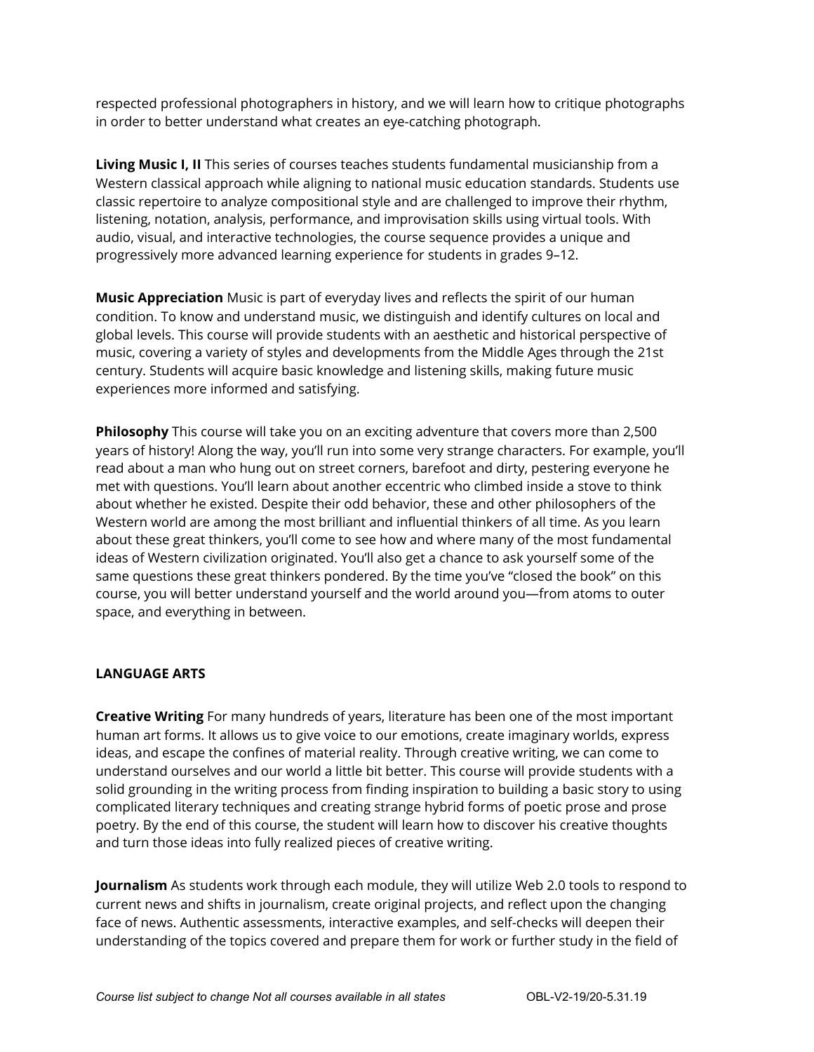respected professional photographers in history, and we will learn how to critique photographs in order to better understand what creates an eye-catching photograph.

**Living Music I, II** This series of courses teaches students fundamental musicianship from a Western classical approach while aligning to national music education standards. Students use classic repertoire to analyze compositional style and are challenged to improve their rhythm, listening, notation, analysis, performance, and improvisation skills using virtual tools. With audio, visual, and interactive technologies, the course sequence provides a unique and progressively more advanced learning experience for students in grades 9–12.

**Music Appreciation** Music is part of everyday lives and reflects the spirit of our human condition. To know and understand music, we distinguish and identify cultures on local and global levels. This course will provide students with an aesthetic and historical perspective of music, covering a variety of styles and developments from the Middle Ages through the 21st century. Students will acquire basic knowledge and listening skills, making future music experiences more informed and satisfying.

**Philosophy** This course will take you on an exciting adventure that covers more than 2,500 years of history! Along the way, you'll run into some very strange characters. For example, you'll read about a man who hung out on street corners, barefoot and dirty, pestering everyone he met with questions. You'll learn about another eccentric who climbed inside a stove to think about whether he existed. Despite their odd behavior, these and other philosophers of the Western world are among the most brilliant and influential thinkers of all time. As you learn about these great thinkers, you'll come to see how and where many of the most fundamental ideas of Western civilization originated. You'll also get a chance to ask yourself some of the same questions these great thinkers pondered. By the time you've "closed the book" on this course, you will better understand yourself and the world around you—from atoms to outer space, and everything in between.

## LANGUAGE ARTS

**Creative Writing** For many hundreds of years, literature has been one of the most important human art forms. It allows us to give voice to our emotions, create imaginary worlds, express ideas, and escape the confines of material reality. Through creative writing, we can come to understand ourselves and our world a little bit better. This course will provide students with a solid grounding in the writing process from finding inspiration to building a basic story to using complicated literary techniques and creating strange hybrid forms of poetic prose and prose poetry. By the end of this course, the student will learn how to discover his creative thoughts and turn those ideas into fully realized pieces of creative writing.

**Journalism** As students work through each module, they will utilize Web 2.0 tools to respond to current news and shifts in journalism, create original projects, and reflect upon the changing face of news. Authentic assessments, interactive examples, and self-checks will deepen their understanding of the topics covered and prepare them for work or further study in the field of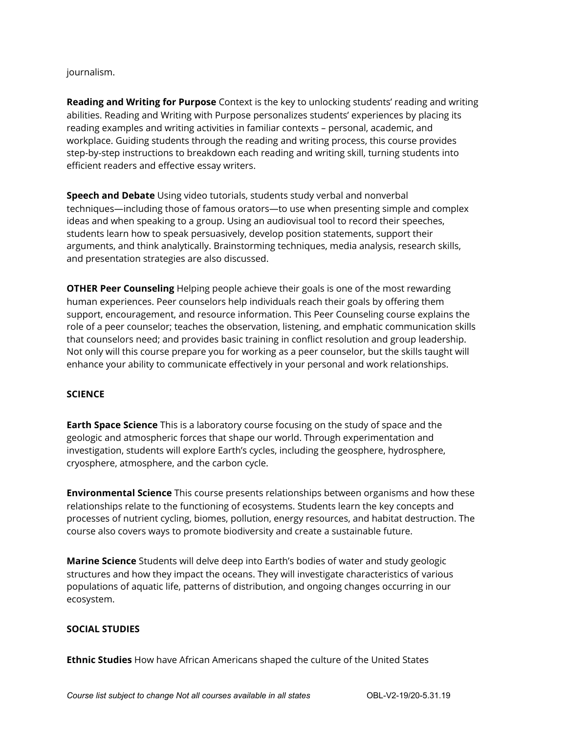journalism.

**Reading and Writing for Purpose** Context is the key to unlocking students' reading and writing abilities. Reading and Writing with Purpose personalizes students' experiences by placing its reading examples and writing activities in familiar contexts – personal, academic, and workplace. Guiding students through the reading and writing process, this course provides step-by-step instructions to breakdown each reading and writing skill, turning students into efficient readers and effective essay writers.

**Speech and Debate** Using video tutorials, students study verbal and nonverbal techniques—including those of famous orators—to use when presenting simple and complex ideas and when speaking to a group. Using an audiovisual tool to record their speeches, students learn how to speak persuasively, develop position statements, support their arguments, and think analytically. Brainstorming techniques, media analysis, research skills, and presentation strategies are also discussed.

**OTHER Peer Counseling** Helping people achieve their goals is one of the most rewarding human experiences. Peer counselors help individuals reach their goals by offering them support, encouragement, and resource information. This Peer Counseling course explains the role of a peer counselor; teaches the observation, listening, and emphatic communication skills that counselors need; and provides basic training in conflict resolution and group leadership. Not only will this course prepare you for working as a peer counselor, but the skills taught will enhance your ability to communicate effectively in your personal and work relationships.

**SCIENCE**

**Earth Space Science** This is a laboratory course focusing on the study of space and the geologic and atmospheric forces that shape our world. Through experimentation and investigation, students will explore Earth's cycles, including the geosphere, hydrosphere, cryosphere, atmosphere, and the carbon cycle.

**Environmental Science** This course presents relationships between organisms and how these relationships relate to the functioning of ecosystems. Students learn the key concepts and processes of nutrient cycling, biomes, pollution, energy resources, and habitat destruction. The course also covers ways to promote biodiversity and create a sustainable future.

**Marine Science** Students will delve deep into Earth's bodies of water and study geologic structures and how they impact the oceans. They will investigate characteristics of various populations of aquatic life, patterns of distribution, and ongoing changes occurring in our ecosystem.

**SOCIAL STUDIES**

**Ethnic Studies** How have African Americans shaped the culture of the United States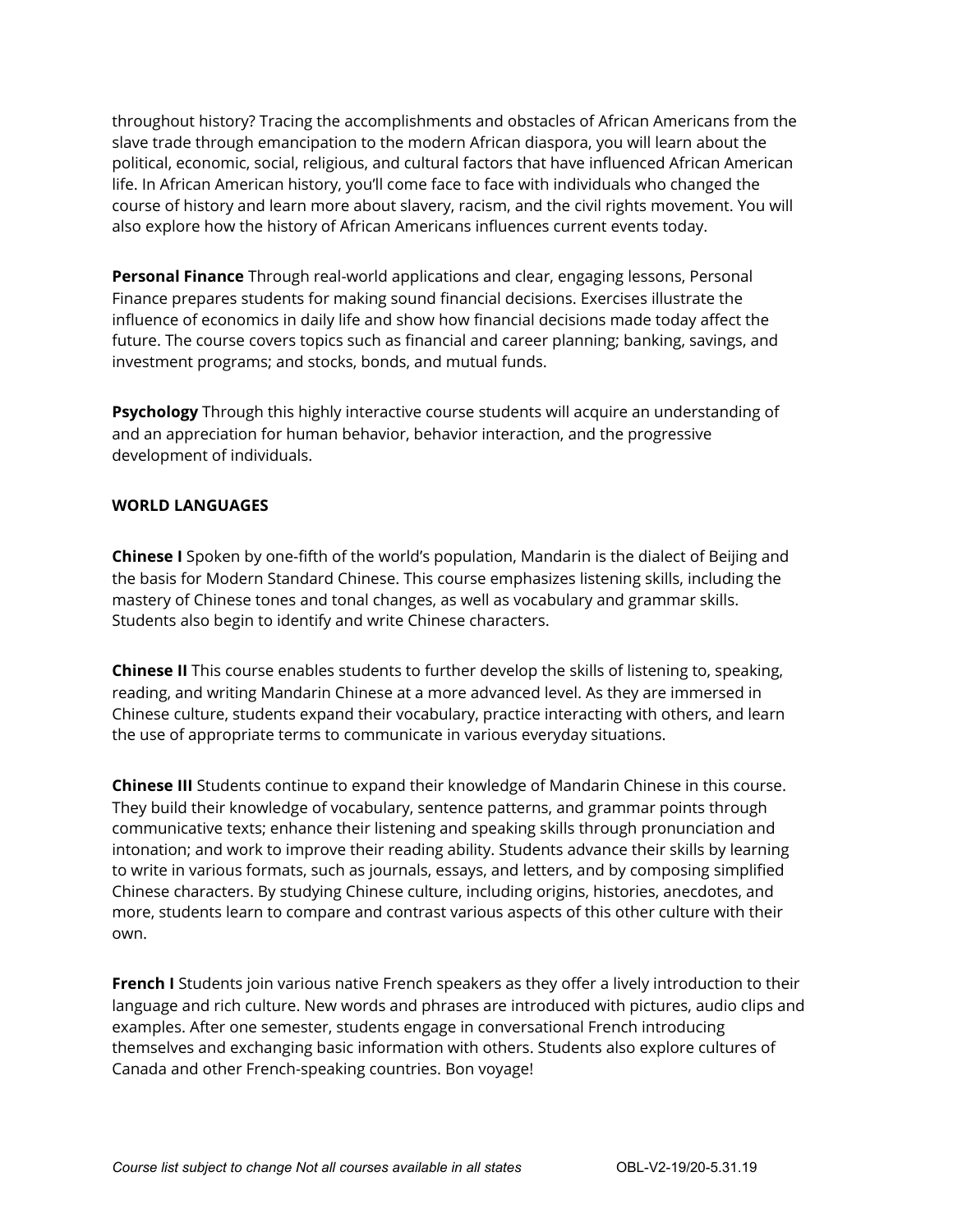throughout history? Tracing the accomplishments and obstacles of African Americans from the slave trade through emancipation to the modern African diaspora, you will learn about the political, economic, social, religious, and cultural factors that have influenced African American life. In African American history, you'll come face to face with individuals who changed the course of history and learn more about slavery, racism, and the civil rights movement. You will also explore how the history of African Americans influences current events today.

**Personal Finance** Through real-world applications and clear, engaging lessons, Personal Finance prepares students for making sound financial decisions. Exercises illustrate the influence of economics in daily life and show how financial decisions made today affect the future. The course covers topics such as financial and career planning; banking, savings, and investment programs; and stocks, bonds, and mutual funds.

**Psychology** Through this highly interactive course students will acquire an understanding of and an appreciation for human behavior, behavior interaction, and the progressive development of individuals.

**WORLD LANGUAGES**

**Chinese I** Spoken by one-fifth of the world's population, Mandarin is the dialect of Beijing and the basis for Modern Standard Chinese. This course emphasizes listening skills, including the mastery of Chinese tones and tonal changes, as well as vocabulary and grammar skills. Students also begin to identify and write Chinese characters.

**Chinese II** This course enables students to further develop the skills of listening to, speaking, reading, and writing Mandarin Chinese at a more advanced level. As they are immersed in Chinese culture, students expand their vocabulary, practice interacting with others, and learn the use of appropriate terms to communicate in various everyday situations.

**Chinese III** Students continue to expand their knowledge of Mandarin Chinese in this course. They build their knowledge of vocabulary, sentence patterns, and grammar points through communicative texts; enhance their listening and speaking skills through pronunciation and intonation; and work to improve their reading ability. Students advance their skills by learning to write in various formats, such as journals, essays, and letters, and by composing simplified Chinese characters. By studying Chinese culture, including origins, histories, anecdotes, and more, students learn to compare and contrast various aspects of this other culture with their own.

**French I** Students join various native French speakers as they offer a lively introduction to their language and rich culture. New words and phrases are introduced with pictures, audio clips and examples. After one semester, students engage in conversational French introducing themselves and exchanging basic information with others. Students also explore cultures of Canada and other French-speaking countries. Bon voyage!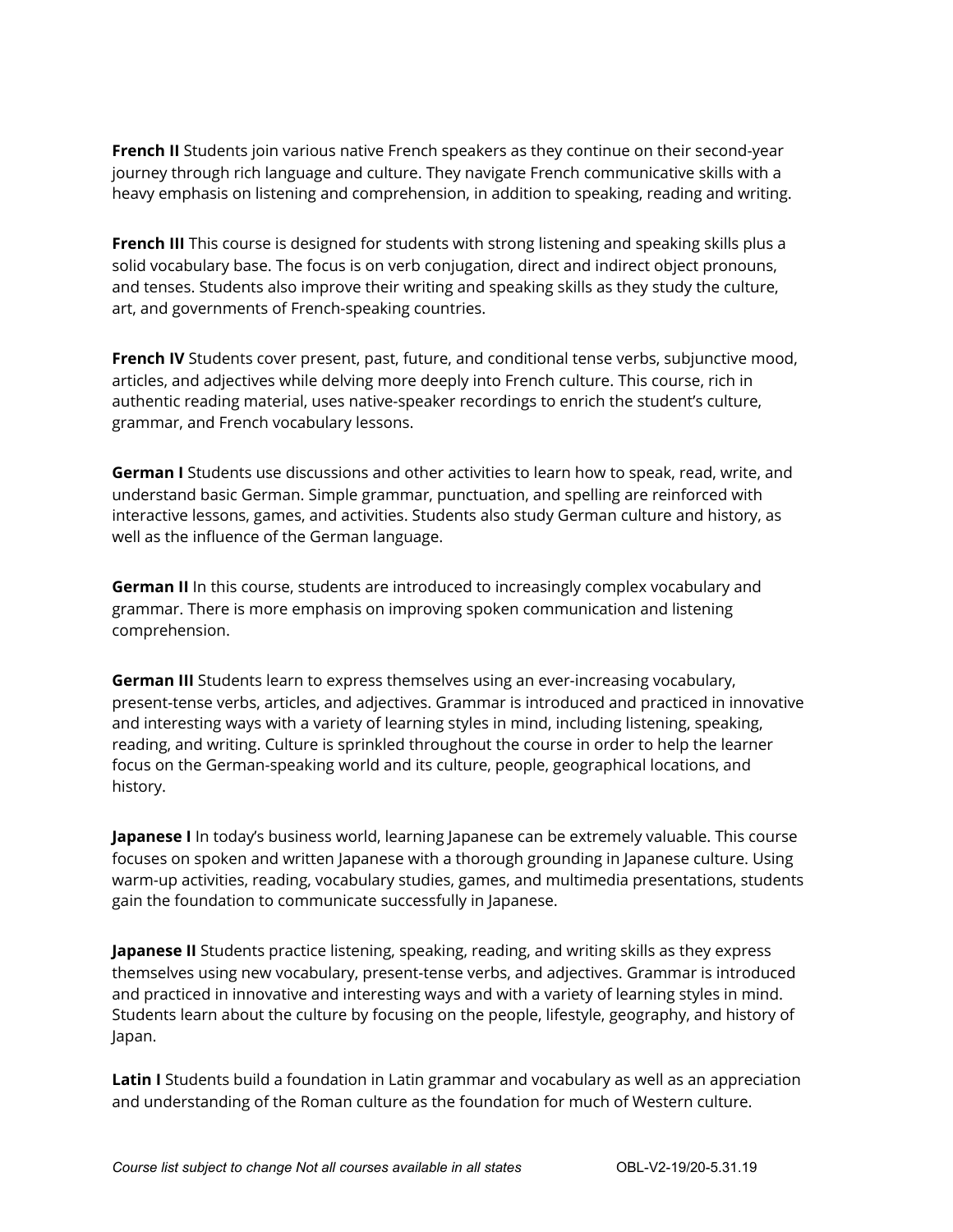**French II** Students join various native French speakers as they continue on their second-year journey through rich language and culture. They navigate French communicative skills with a heavy emphasis on listening and comprehension, in addition to speaking, reading and writing.

**French III** This course is designed for students with strong listening and speaking skills plus a solid vocabulary base. The focus is on verb conjugation, direct and indirect object pronouns, and tenses. Students also improve their writing and speaking skills as they study the culture, art, and governments of French-speaking countries.

**French IV** Students cover present, past, future, and conditional tense verbs, subjunctive mood, articles, and adjectives while delving more deeply into French culture. This course, rich in authentic reading material, uses native-speaker recordings to enrich the student's culture, grammar, and French vocabulary lessons.

**German I** Students use discussions and other activities to learn how to speak, read, write, and understand basic German. Simple grammar, punctuation, and spelling are reinforced with interactive lessons, games, and activities. Students also study German culture and history, as well as the influence of the German language.

**German II** In this course, students are introduced to increasingly complex vocabulary and grammar. There is more emphasis on improving spoken communication and listening comprehension.

**German III** Students learn to express themselves using an ever-increasing vocabulary, present-tense verbs, articles, and adjectives. Grammar is introduced and practiced in innovative and interesting ways with a variety of learning styles in mind, including listening, speaking, reading, and writing. Culture is sprinkled throughout the course in order to help the learner focus on the German-speaking world and its culture, people, geographical locations, and history.

**Japanese I** In today's business world, learning Japanese can be extremely valuable. This course focuses on spoken and written Japanese with a thorough grounding in Japanese culture. Using warm-up activities, reading, vocabulary studies, games, and multimedia presentations, students gain the foundation to communicate successfully in Japanese.

**Japanese II** Students practice listening, speaking, reading, and writing skills as they express themselves using new vocabulary, present-tense verbs, and adjectives. Grammar is introduced and practiced in innovative and interesting ways and with a variety of learning styles in mind. Students learn about the culture by focusing on the people, lifestyle, geography, and history of Japan.

**Latin I** Students build a foundation in Latin grammar and vocabulary as well as an appreciation and understanding of the Roman culture as the foundation for much of Western culture.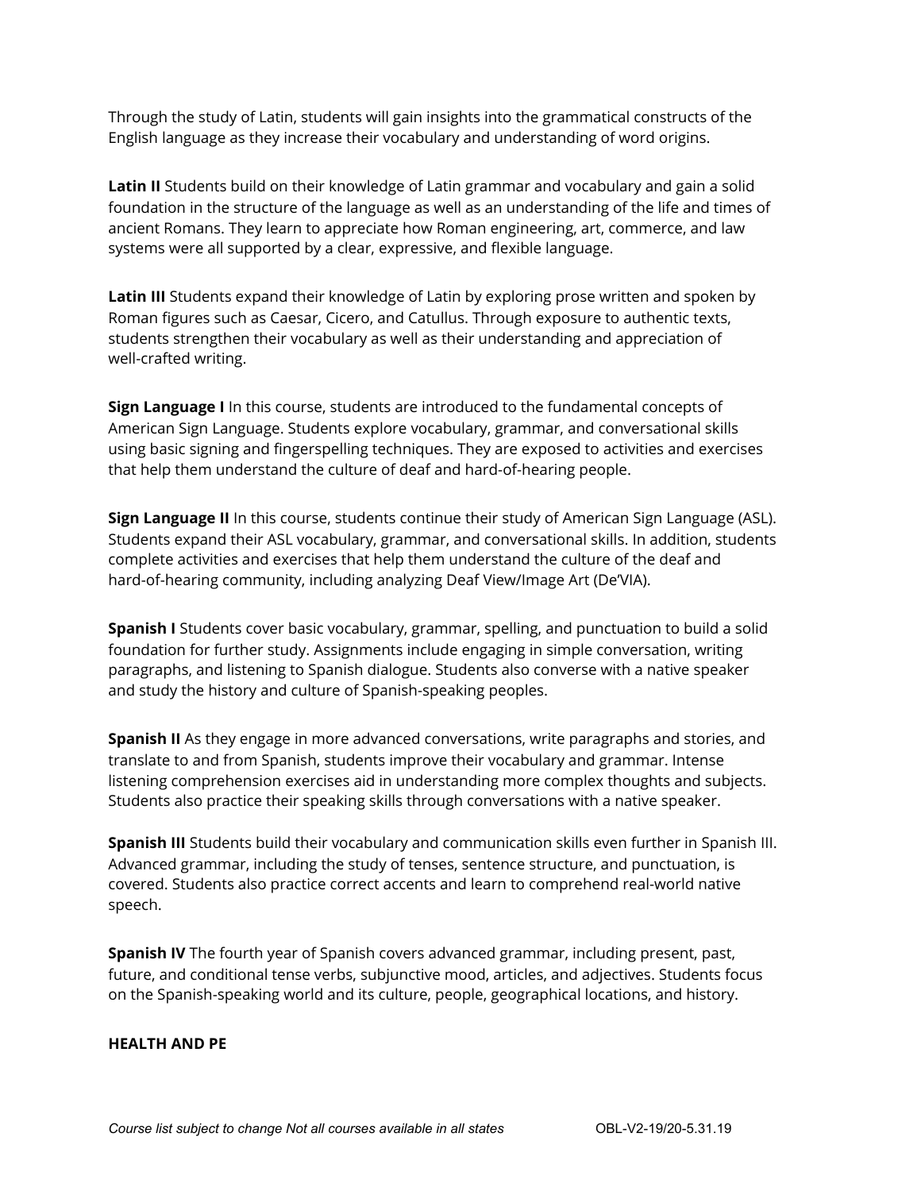Through the study of Latin, students will gain insights into the grammatical constructs of the English language as they increase their vocabulary and understanding of word origins.

**Latin II** Students build on their knowledge of Latin grammar and vocabulary and gain a solid foundation in the structure of the language as well as an understanding of the life and times of ancient Romans. They learn to appreciate how Roman engineering, art, commerce, and law systems were all supported by a clear, expressive, and flexible language.

**Latin III** Students expand their knowledge of Latin by exploring prose written and spoken by Roman figures such as Caesar, Cicero, and Catullus. Through exposure to authentic texts, students strengthen their vocabulary as well as their understanding and appreciation of well-crafted writing.

**Sign Language I** In this course, students are introduced to the fundamental concepts of American Sign Language. Students explore vocabulary, grammar, and conversational skills using basic signing and fingerspelling techniques. They are exposed to activities and exercises that help them understand the culture of deaf and hard-of-hearing people.

**Sign Language II** In this course, students continue their study of American Sign Language (ASL). Students expand their ASL vocabulary, grammar, and conversational skills. In addition, students complete activities and exercises that help them understand the culture of the deaf and hard-of-hearing community, including analyzing Deaf View/Image Art (De'VIA).

**Spanish I** Students cover basic vocabulary, grammar, spelling, and punctuation to build a solid foundation for further study. Assignments include engaging in simple conversation, writing paragraphs, and listening to Spanish dialogue. Students also converse with a native speaker and study the history and culture of Spanish-speaking peoples.

**Spanish II** As they engage in more advanced conversations, write paragraphs and stories, and translate to and from Spanish, students improve their vocabulary and grammar. Intense listening comprehension exercises aid in understanding more complex thoughts and subjects. Students also practice their speaking skills through conversations with a native speaker.

**Spanish III** Students build their vocabulary and communication skills even further in Spanish III. Advanced grammar, including the study of tenses, sentence structure, and punctuation, is covered. Students also practice correct accents and learn to comprehend real-world native speech.

**Spanish IV** The fourth year of Spanish covers advanced grammar, including present, past, future, and conditional tense verbs, subjunctive mood, articles, and adjectives. Students focus on the Spanish-speaking world and its culture, people, geographical locations, and history.

**HEALTH AND PE**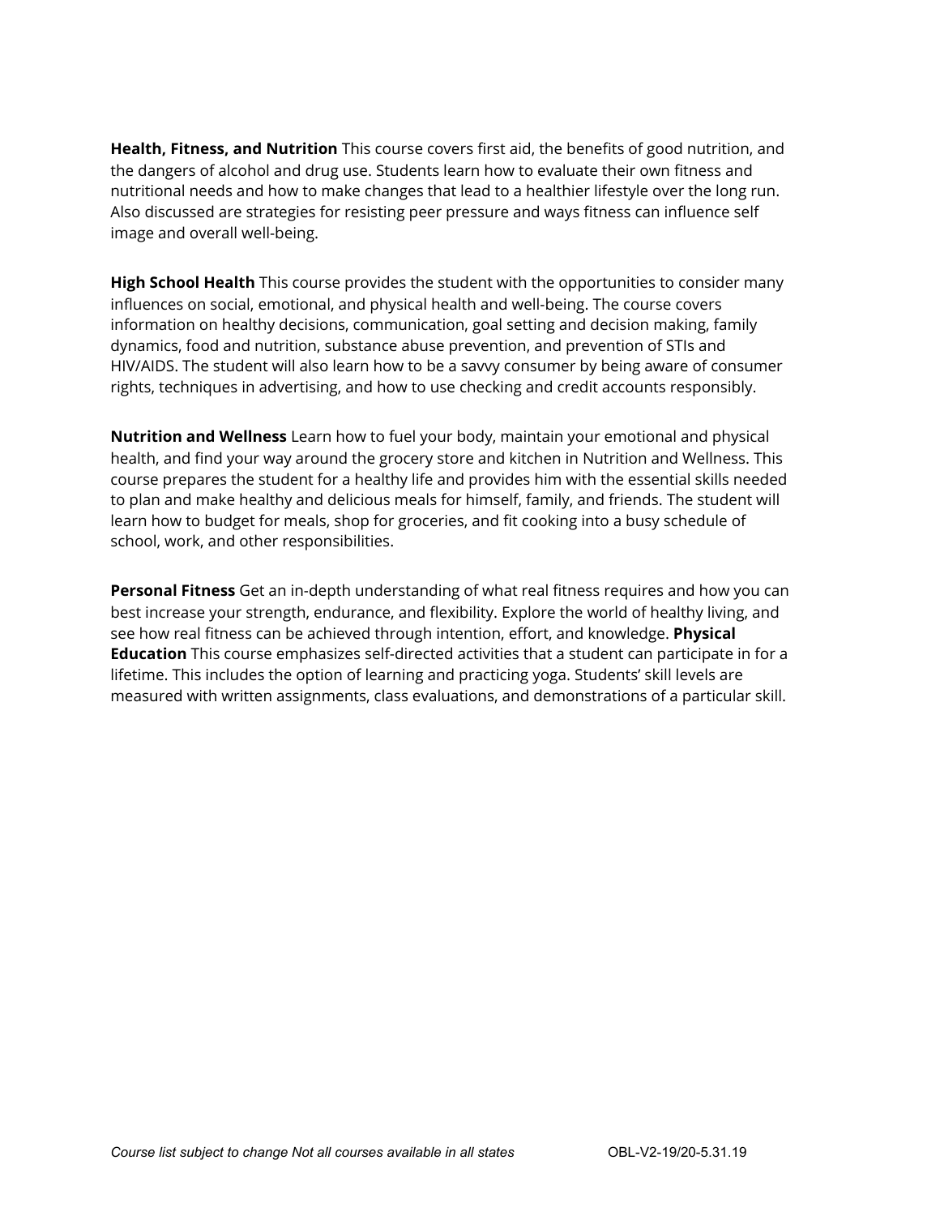**Health, Fitness, and Nutrition** This course covers first aid, the benefits of good nutrition, and the dangers of alcohol and drug use. Students learn how to evaluate their own fitness and nutritional needs and how to make changes that lead to a healthier lifestyle over the long run. Also discussed are strategies for resisting peer pressure and ways fitness can influence self image and overall well-being.

**High School Health** This course provides the student with the opportunities to consider many influences on social, emotional, and physical health and well-being. The course covers information on healthy decisions, communication, goal setting and decision making, family dynamics, food and nutrition, substance abuse prevention, and prevention of STIs and HIV/AIDS. The student will also learn how to be a savvy consumer by being aware of consumer rights, techniques in advertising, and how to use checking and credit accounts responsibly.

**Nutrition and Wellness** Learn how to fuel your body, maintain your emotional and physical health, and find your way around the grocery store and kitchen in Nutrition and Wellness. This course prepares the student for a healthy life and provides him with the essential skills needed to plan and make healthy and delicious meals for himself, family, and friends. The student will learn how to budget for meals, shop for groceries, and fit cooking into a busy schedule of school, work, and other responsibilities.

**Personal Fitness** Get an in-depth understanding of what real fitness requires and how you can best increase your strength, endurance, and flexibility. Explore the world of healthy living, and see how real fitness can be achieved through intention, effort, and knowledge.

**Physical Education** This course emphasizes self-directed activities that a student can participate in for a lifetime. This includes the option of learning and practicing yoga. Students' skill levels are measured with written assignments, class evaluations, and demonstrations of a particular skill.

*Course list subject to change Not all courses available in all states* OBL-V2-19/20-5.31.19